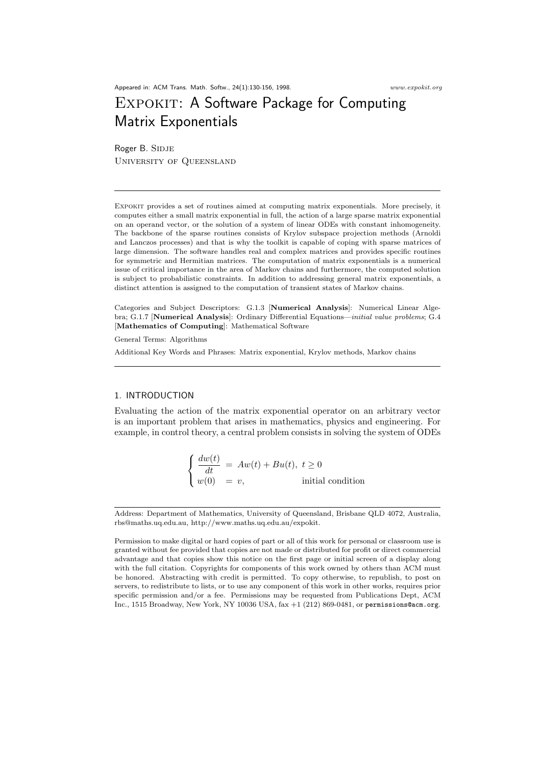Appeared in: ACM Trans. Math. Softw., 24(1):130-156, 1998.

*www.expokit.org*

# EXPOKIT: A Software Package for Computing Matrix Exponentials

Roger B. SIDJE
UNIVERSITY OF QUEENSLAND

---

EXPOKIT provides a set of routines aimed at computing matrix exponentials. More precisely, it computes either a small matrix exponential in full, the action of a large sparse matrix exponential on an operand vector, or the solution of a system of linear ODEs with constant inhomogeneity. The backbone of the sparse routines consists of Krylov subspace projection methods (Arnoldi and Lanczos processes) and that is why the toolkit is capable of coping with sparse matrices of large dimension. The software handles real and complex matrices and provides specific routines for symmetric and Hermitian matrices. The computation of matrix exponentials is a numerical issue of critical importance in the area of Markov chains and furthermore, the computed solution is subject to probabilistic constraints. In addition to addressing general matrix exponentials, a distinct attention is assigned to the computation of transient states of Markov chains.

Categories and Subject Descriptors: G.1.3 [**Numerical Analysis**]: Numerical Linear Algebra; G.1.7 [**Numerical Analysis**]: Ordinary Differential Equations—*initial value problems*; G.4 [**Mathematics of Computing**]: Mathematical Software

General Terms: Algorithms

Additional Key Words and Phrases: Matrix exponential, Krylov methods, Markov chains

---

## 1. INTRODUCTION

Evaluating the action of the matrix exponential operator on an arbitrary vector is an important problem that arises in mathematics, physics and engineering. For example, in control theory, a central problem consists in solving the system of ODEs

$$
\begin{cases}
\dfrac{dw(t)}{dt} = Aw(t) + Bu(t), \ t \geq 0 \\
w(0) = v, \qquad\qquad\qquad \text{initial condition}
\end{cases}
$$

---

Address: Department of Mathematics, University of Queensland, Brisbane QLD 4072, Australia, rbs@maths.uq.edu.au, http://www.maths.uq.edu.au/expokit.

Permission to make digital or hard copies of part or all of this work for personal or classroom use is granted without fee provided that copies are not made or distributed for profit or direct commercial advantage and that copies show this notice on the first page or initial screen of a display along with the full citation. Copyrights for components of this work owned by others than ACM must be honored. Abstracting with credit is permitted. To copy otherwise, to republish, to post on servers, to redistribute to lists, or to use any component of this work in other works, requires prior specific permission and/or a fee. Permissions may be requested from Publications Dept, ACM Inc., 1515 Broadway, New York, NY 10036 USA, fax +1 (212) 869-0481, or permissions@acm.org.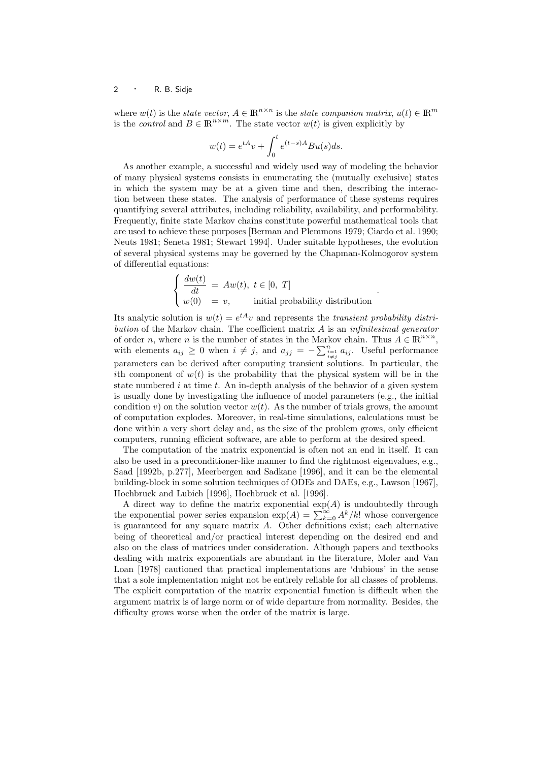where $w(t)$ is the *state vector*, $A \in \mathbb{R}^{n\times n}$ is the *state companion matrix*, $u(t) \in \mathbb{R}^m$ is the *control* and $B \in \mathbb{R}^{n\times m}$. The state vector $w(t)$ is given explicitly by

$$w(t) = e^{tA}v + \int_0^t e^{(t-s)A}Bu(s)ds.$$

As another example, a successful and widely used way of modeling the behavior of many physical systems consists in enumerating the (mutually exclusive) states in which the system may be at a given time and then, describing the interaction between these states. The analysis of performance of these systems requires quantifying several attributes, including reliability, availability, and performability. Frequently, finite state Markov chains constitute powerful mathematical tools that are used to achieve these purposes [Berman and Plemmons 1979; Ciardo et al. 1990; Neuts 1981; Seneta 1981; Stewart 1994]. Under suitable hypotheses, the evolution of several physical systems may be governed by the Chapman-Kolmogorov system of differential equations:

$$\begin{cases} \dfrac{dw(t)}{dt} &= Aw(t), \ t \in [0, \ T] \\ w(0) &= v, \qquad \text{initial probability distribution} \end{cases}.$$

Its analytic solution is $w(t) = e^{tA}v$ and represents the *transient probability distribution* of the Markov chain. The coefficient matrix $A$ is an *infinitesimal generator* of order $n$, where $n$ is the number of states in the Markov chain. Thus $A \in \mathbb{R}^{n\times n}$, with elements $a_{ij} \geq 0$ when $i \neq j$, and $a_{jj} = -\sum_{\substack{i=1 \\ i\neq j}}^{n} a_{ij}$. Useful performance parameters can be derived after computing transient solutions. In particular, the $i$th component of $w(t)$ is the probability that the physical system will be in the state numbered $i$ at time $t$. An in-depth analysis of the behavior of a given system is usually done by investigating the influence of model parameters (e.g., the initial condition $v$) on the solution vector $w(t)$. As the number of trials grows, the amount of computation explodes. Moreover, in real-time simulations, calculations must be done within a very short delay and, as the size of the problem grows, only efficient computers, running efficient software, are able to perform at the desired speed.

The computation of the matrix exponential is often not an end in itself. It can also be used in a preconditioner-like manner to find the rightmost eigenvalues, e.g., Saad [1992b, p.277], Meerbergen and Sadkane [1996], and it can be the elemental building-block in some solution techniques of ODEs and DAEs, e.g., Lawson [1967], Hochbruck and Lubich [1996], Hochbruck et al. [1996].

A direct way to define the matrix exponential $\exp(A)$ is undoubtedly through the exponential power series expansion $\exp(A) = \sum_{k=0}^{\infty} A^k/k!$ whose convergence is guaranteed for any square matrix $A$. Other definitions exist; each alternative being of theoretical and/or practical interest depending on the desired end and also on the class of matrices under consideration. Although papers and textbooks dealing with matrix exponentials are abundant in the literature, Moler and Van Loan [1978] cautioned that practical implementations are 'dubious' in the sense that a sole implementation might not be entirely reliable for all classes of problems. The explicit computation of the matrix exponential function is difficult when the argument matrix is of large norm or of wide departure from normality. Besides, the difficulty grows worse when the order of the matrix is large.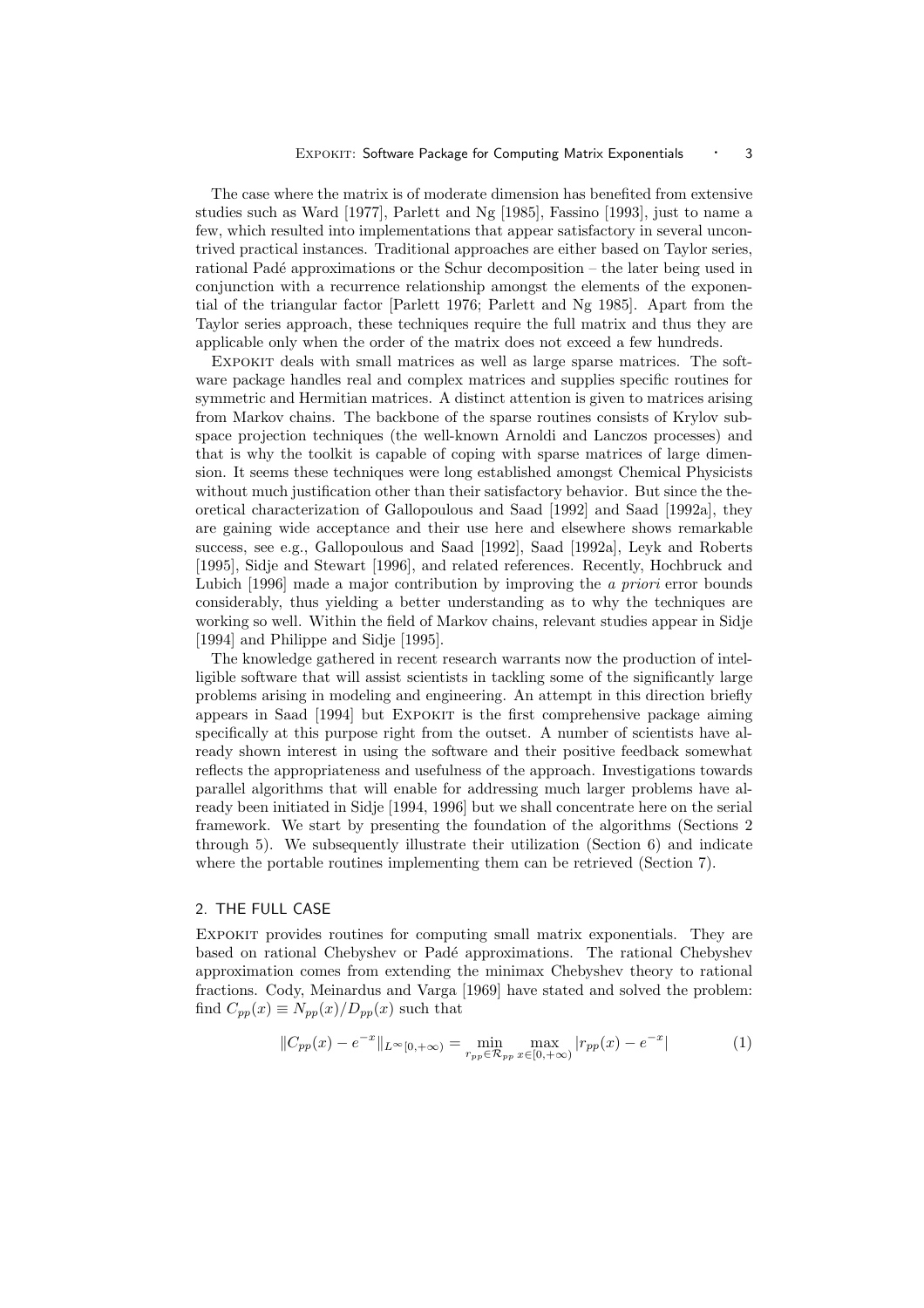The case where the matrix is of moderate dimension has benefited from extensive studies such as Ward [1977], Parlett and Ng [1985], Fassino [1993], just to name a few, which resulted into implementations that appear satisfactory in several uncontrived practical instances. Traditional approaches are either based on Taylor series, rational Padé approximations or the Schur decomposition – the later being used in conjunction with a recurrence relationship amongst the elements of the exponential of the triangular factor [Parlett 1976; Parlett and Ng 1985]. Apart from the Taylor series approach, these techniques require the full matrix and thus they are applicable only when the order of the matrix does not exceed a few hundreds.

Expokit deals with small matrices as well as large sparse matrices. The software package handles real and complex matrices and supplies specific routines for symmetric and Hermitian matrices. A distinct attention is given to matrices arising from Markov chains. The backbone of the sparse routines consists of Krylov subspace projection techniques (the well-known Arnoldi and Lanczos processes) and that is why the toolkit is capable of coping with sparse matrices of large dimension. It seems these techniques were long established amongst Chemical Physicists without much justification other than their satisfactory behavior. But since the theoretical characterization of Gallopoulous and Saad [1992] and Saad [1992a], they are gaining wide acceptance and their use here and elsewhere shows remarkable success, see e.g., Gallopoulous and Saad [1992], Saad [1992a], Leyk and Roberts [1995], Sidje and Stewart [1996], and related references. Recently, Hochbruck and Lubich [1996] made a major contribution by improving the *a priori* error bounds considerably, thus yielding a better understanding as to why the techniques are working so well. Within the field of Markov chains, relevant studies appear in Sidje [1994] and Philippe and Sidje [1995].

The knowledge gathered in recent research warrants now the production of intelligible software that will assist scientists in tackling some of the significantly large problems arising in modeling and engineering. An attempt in this direction briefly appears in Saad [1994] but Expokit is the first comprehensive package aiming specifically at this purpose right from the outset. A number of scientists have already shown interest in using the software and their positive feedback somewhat reflects the appropriateness and usefulness of the approach. Investigations towards parallel algorithms that will enable for addressing much larger problems have already been initiated in Sidje [1994, 1996] but we shall concentrate here on the serial framework. We start by presenting the foundation of the algorithms (Sections 2 through 5). We subsequently illustrate their utilization (Section 6) and indicate where the portable routines implementing them can be retrieved (Section 7).

## 2. THE FULL CASE

Expokit provides routines for computing small matrix exponentials. They are based on rational Chebyshev or Padé approximations. The rational Chebyshev approximation comes from extending the minimax Chebyshev theory to rational fractions. Cody, Meinardus and Varga [1969] have stated and solved the problem: find $C_{pp}(x) \equiv N_{pp}(x)/D_{pp}(x)$ such that

$$\|C_{pp}(x) - e^{-x}\|_{L^\infty[0,+\infty)} = \min_{r_{pp} \in \mathcal{R}_{pp}} \max_{x \in [0,+\infty)} |r_{pp}(x) - e^{-x}| \tag{1}$$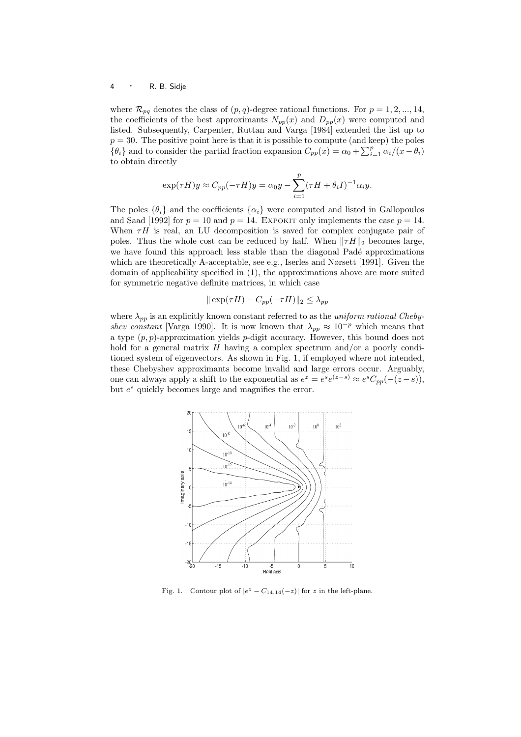where $\mathcal{R}_{pq}$ denotes the class of $(p, q)$-degree rational functions. For $p = 1, 2, ..., 14$, the coefficients of the best approximants $N_{pp}(x)$ and $D_{pp}(x)$ were computed and listed. Subsequently, Carpenter, Ruttan and Varga [1984] extended the list up to $p = 30$. The positive point here is that it is possible to compute (and keep) the poles $\{\theta_i\}$ and to consider the partial fraction expansion $C_{pp}(x) = \alpha_0 + \sum_{i=1}^{p} \alpha_i/(x - \theta_i)$ to obtain directly

$$\exp(\tau H)y \approx C_{pp}(-\tau H)y = \alpha_0 y - \sum_{i=1}^{p} (\tau H + \theta_i I)^{-1} \alpha_i y.$$

The poles $\{\theta_i\}$ and the coefficients $\{\alpha_i\}$ were computed and listed in Gallopoulos and Saad [1992] for $p = 10$ and $p = 14$. Expokit only implements the case $p = 14$. When $\tau H$ is real, an LU decomposition is saved for complex conjugate pair of poles. Thus the whole cost can be reduced by half. When $\|\tau H\|_2$ becomes large, we have found this approach less stable than the diagonal Padé approximations which are theoretically A-acceptable, see e.g., Iserles and Nørsett [1991]. Given the domain of applicability specified in (1), the approximations above are more suited for symmetric negative definite matrices, in which case

$$\| \exp(\tau H) - C_{pp}(-\tau H) \|_2 \leq \lambda_{pp}$$

where $\lambda_{pp}$ is an explicitly known constant referred to as the *uniform rational Chebyshev constant* [Varga 1990]. It is now known that $\lambda_{pp} \approx 10^{-p}$ which means that a type $(p, p)$-approximation yields $p$-digit accuracy. However, this bound does not hold for a general matrix $H$ having a complex spectrum and/or a poorly conditioned system of eigenvectors. As shown in Fig. 1, if employed where not intended, these Chebyshev approximants become invalid and large errors occur. Arguably, one can always apply a shift to the exponential as $e^z = e^s e^{(z-s)} \approx e^s C_{pp}(-(z - s))$, but $e^s$ quickly becomes large and magnifies the error.

Fig. 1. Contour plot of $|e^z - C_{14,14}(-z)|$ for $z$ in the left-plane.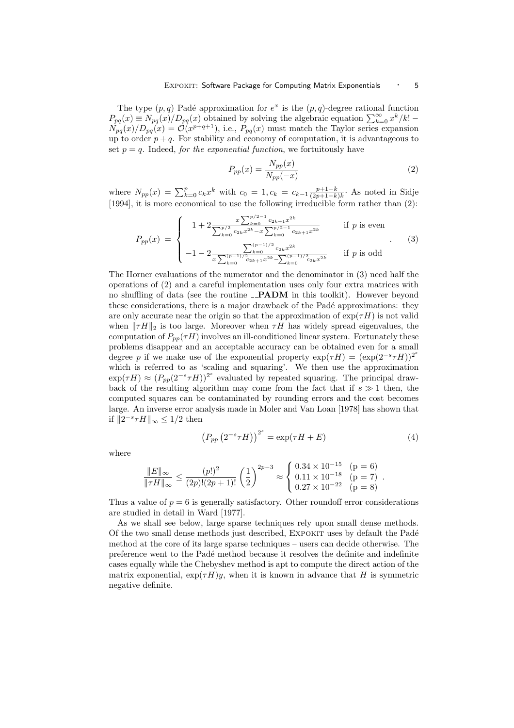The type $(p, q)$ Padé approximation for $e^x$ is the $(p, q)$-degree rational function $P_{pq}(x) \equiv N_{pq}(x)/D_{pq}(x)$ obtained by solving the algebraic equation $\sum_{k=0}^{\infty} x^k/k! - N_{pq}(x)/D_{pq}(x) = \mathcal{O}(x^{p+q+1})$, i.e., $P_{pq}(x)$ must match the Taylor series expansion up to order $p + q$. For stability and economy of computation, it is advantageous to set $p = q$. Indeed, *for the exponential function*, we fortuitously have

$$P_{pp}(x) = \frac{N_{pp}(x)}{N_{pp}(-x)} \tag{2}$$

where $N_{pp}(x) = \sum_{k=0}^{p} c_k x^k$ with $c_0 = 1, c_k = c_{k-1} \frac{p+1-k}{(2p+1-k)k}$. As noted in Sidje [1994], it is more economical to use the following irreducible form rather than (2):

$$P_{pp}(x) = \begin{cases} 1 + 2\frac{x \sum_{k=0}^{p/2-1} c_{2k+1} x^{2k}}{\sum_{k=0}^{p/2} c_{2k} x^{2k} - x \sum_{k=0}^{p/2-1} c_{2k+1} x^{2k}} & \text{if } p \text{ is even} \\ -1 - 2\frac{\sum_{k=0}^{(p-1)/2} c_{2k} x^{2k}}{x \sum_{k=0}^{(p-1)/2} c_{2k+1} x^{2k} - \sum_{k=0}^{(p-1)/2} c_{2k} x^{2k}} & \text{if } p \text{ is odd} \end{cases} . \tag{3}$$

The Horner evaluations of the numerator and the denominator in (3) need half the operations of (2) and a careful implementation uses only four extra matrices with no shuffling of data (see the routine **_PADM** in this toolkit). However beyond these considerations, there is a major drawback of the Padé approximations: they are only accurate near the origin so that the approximation of $\exp(\tau H)$ is not valid when $\|\tau H\|_2$ is too large. Moreover when $\tau H$ has widely spread eigenvalues, the computation of $P_{pp}(\tau H)$ involves an ill-conditioned linear system. Fortunately these problems disappear and an acceptable accuracy can be obtained even for a small degree $p$ if we make use of the exponential property $\exp(\tau H) = (\exp(2^{-s}\tau H))^{2^s}$ which is referred to as 'scaling and squaring'. We then use the approximation $\exp(\tau H) \approx (P_{pp}(2^{-s}\tau H))^{2^s}$ evaluated by repeated squaring. The principal drawback of the resulting algorithm may come from the fact that if $s \gg 1$ then, the computed squares can be contaminated by rounding errors and the cost becomes large. An inverse error analysis made in Moler and Van Loan [1978] has shown that if $\|2^{-s}\tau H\|_\infty \leq 1/2$ then

$$\left(P_{pp}\left(2^{-s}\tau H\right)\right)^{2^s} = \exp(\tau H + E) \tag{4}$$

where

$$\frac{\|E\|_\infty}{\|\tau H\|_\infty} \leq \frac{(p!)^2}{(2p)!(2p+1)!}\left(\frac{1}{2}\right)^{2p-3} \approx \begin{cases} 0.34 \times 10^{-15} & (\mathrm{p} = 6) \\ 0.11 \times 10^{-18} & (\mathrm{p} = 7) \\ 0.27 \times 10^{-22} & (\mathrm{p} = 8) \end{cases} .$$

Thus a value of $p = 6$ is generally satisfactory. Other roundoff error considerations are studied in detail in Ward [1977].

As we shall see below, large sparse techniques rely upon small dense methods. Of the two small dense methods just described, Expokit uses by default the Padé method at the core of its large sparse techniques – users can decide otherwise. The preference went to the Padé method because it resolves the definite and indefinite cases equally while the Chebyshev method is apt to compute the direct action of the matrix exponential, $\exp(\tau H)y$, when it is known in advance that $H$ is symmetric negative definite.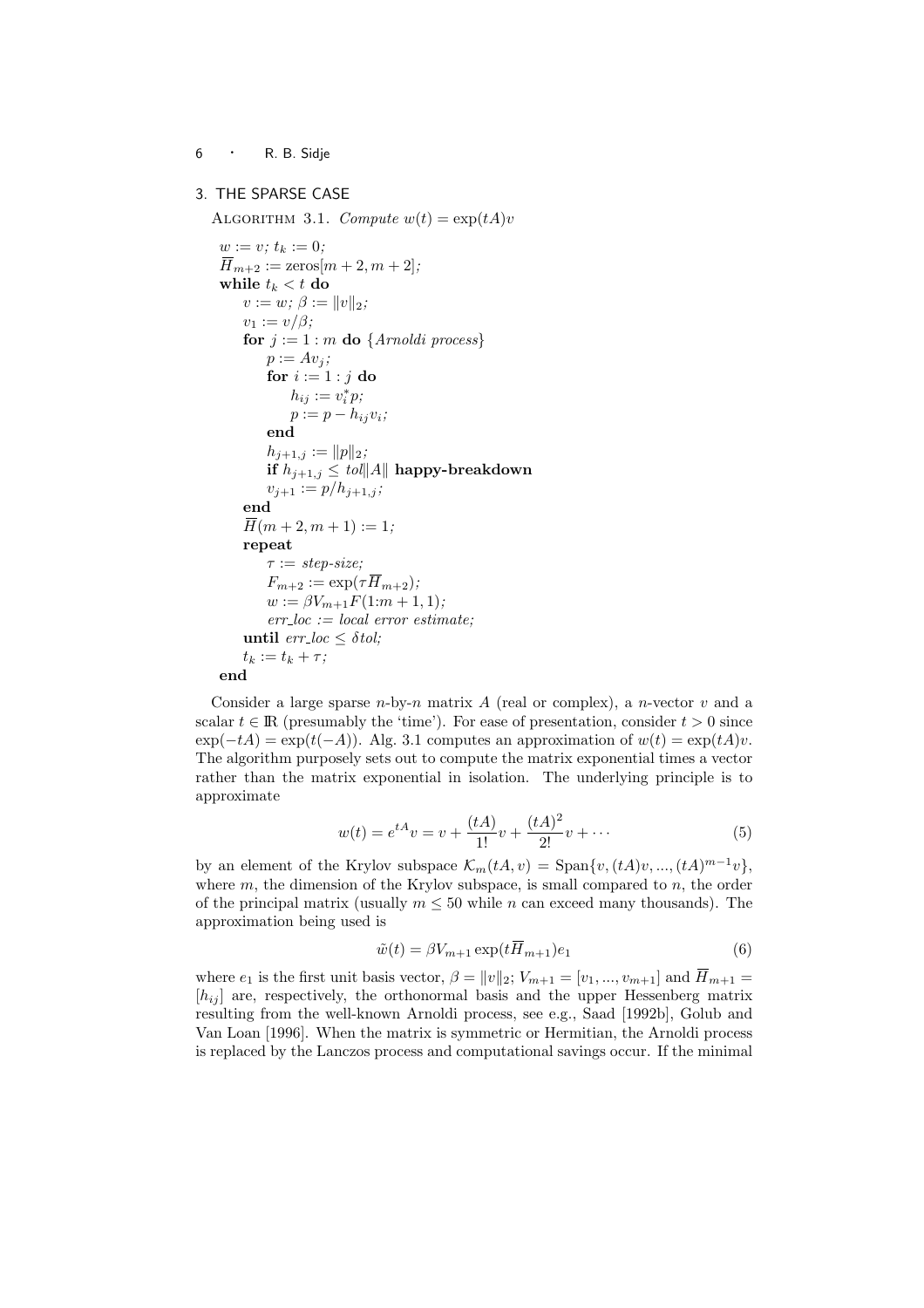## 3. THE SPARSE CASE

ALGORITHM 3.1. *Compute $w(t) = \exp(tA)v$*

```
w := v; t_k := 0;
H̄_{m+2} := zeros[m + 2, m + 2];
while t_k < t do
    v := w; β := ‖v‖_2;
    v_1 := v/β;
    for j := 1 : m do {Arnoldi process}
        p := A v_j;
        for i := 1 : j do
            h_ij := v_i^* p;
            p := p − h_ij v_i;
        end
        h_{j+1,j} := ‖p‖_2;
        if h_{j+1,j} ≤ tol‖A‖ happy-breakdown
        v_{j+1} := p/h_{j+1,j};
    end
    H̄(m + 2, m + 1) := 1;
    repeat
        τ := step-size;
        F_{m+2} := exp(τ H̄_{m+2});
        w := β V_{m+1} F(1:m + 1, 1);
        err_loc := local error estimate;
    until err_loc ≤ δtol;
    t_k := t_k + τ;
end
```

Consider a large sparse $n$-by-$n$ matrix $A$ (real or complex), a $n$-vector $v$ and a scalar $t \in \mathbb{R}$ (presumably the 'time'). For ease of presentation, consider $t > 0$ since $\exp(-tA) = \exp(t(-A))$. Alg. 3.1 computes an approximation of $w(t) = \exp(tA)v$. The algorithm purposely sets out to compute the matrix exponential times a vector rather than the matrix exponential in isolation. The underlying principle is to approximate

$$w(t) = e^{tA}v = v + \frac{(tA)}{1!}v + \frac{(tA)^2}{2!}v + \cdots \tag{5}$$

by an element of the Krylov subspace $\mathcal{K}_m(tA, v) = \text{Span}\{v, (tA)v, ..., (tA)^{m-1}v\}$, where $m$, the dimension of the Krylov subspace, is small compared to $n$, the order of the principal matrix (usually $m \leq 50$ while $n$ can exceed many thousands). The approximation being used is

$$\tilde{w}(t) = \beta V_{m+1} \exp(t\overline{H}_{m+1})e_1 \tag{6}$$

where $e_1$ is the first unit basis vector, $\beta = \|v\|_2$; $V_{m+1} = [v_1, ..., v_{m+1}]$ and $\overline{H}_{m+1} = [h_{ij}]$ are, respectively, the orthonormal basis and the upper Hessenberg matrix resulting from the well-known Arnoldi process, see e.g., Saad [1992b], Golub and Van Loan [1996]. When the matrix is symmetric or Hermitian, the Arnoldi process is replaced by the Lanczos process and computational savings occur. If the minimal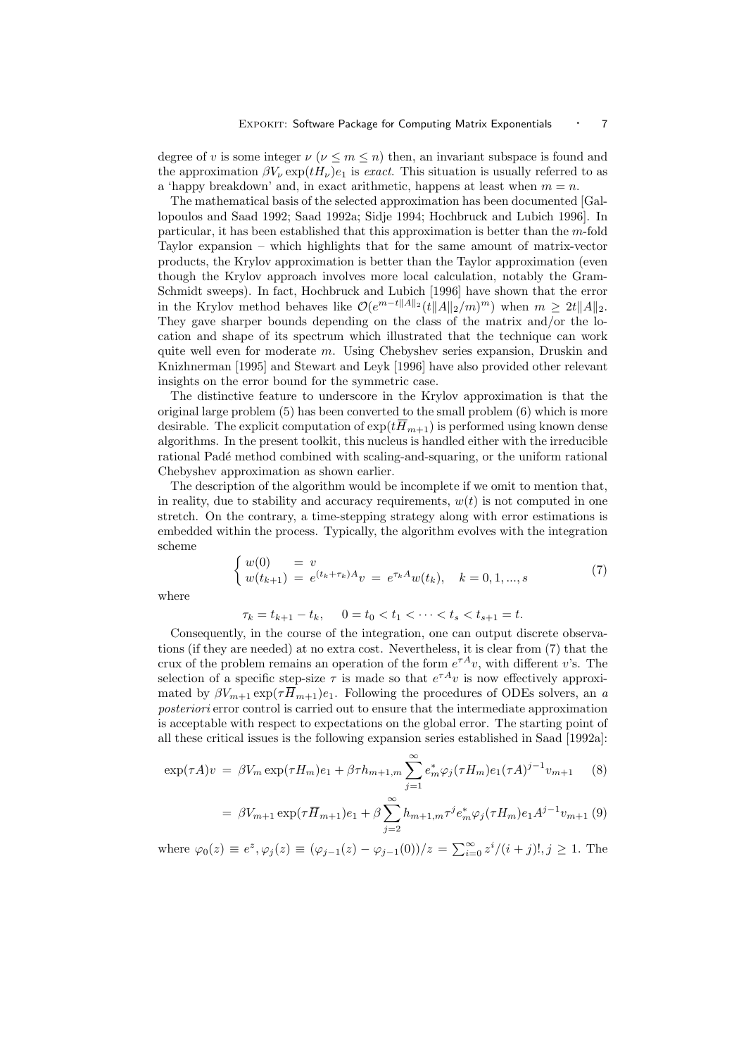degree of $v$ is some integer $\nu$ ($\nu \leq m \leq n$) then, an invariant subspace is found and the approximation $\beta V_\nu \exp(tH_\nu)e_1$ is *exact*. This situation is usually referred to as a 'happy breakdown' and, in exact arithmetic, happens at least when $m = n$.

The mathematical basis of the selected approximation has been documented [Gallopoulos and Saad 1992; Saad 1992a; Sidje 1994; Hochbruck and Lubich 1996]. In particular, it has been established that this approximation is better than the $m$-fold Taylor expansion – which highlights that for the same amount of matrix-vector products, the Krylov approximation is better than the Taylor approximation (even though the Krylov approach involves more local calculation, notably the Gram-Schmidt sweeps). In fact, Hochbruck and Lubich [1996] have shown that the error in the Krylov method behaves like $\mathcal{O}(e^{m-t\|A\|_2}(t\|A\|_2/m)^m)$ when $m \geq 2t\|A\|_2$. They gave sharper bounds depending on the class of the matrix and/or the location and shape of its spectrum which illustrated that the technique can work quite well even for moderate $m$. Using Chebyshev series expansion, Druskin and Knizhnerman [1995] and Stewart and Leyk [1996] have also provided other relevant insights on the error bound for the symmetric case.

The distinctive feature to underscore in the Krylov approximation is that the original large problem (5) has been converted to the small problem (6) which is more desirable. The explicit computation of $\exp(t\overline{H}_{m+1})$ is performed using known dense algorithms. In the present toolkit, this nucleus is handled either with the irreducible rational Padé method combined with scaling-and-squaring, or the uniform rational Chebyshev approximation as shown earlier.

The description of the algorithm would be incomplete if we omit to mention that, in reality, due to stability and accuracy requirements, $w(t)$ is not computed in one stretch. On the contrary, a time-stepping strategy along with error estimations is embedded within the process. Typically, the algorithm evolves with the integration scheme

$$\begin{cases} w(0) & = v \\ w(t_{k+1}) & = e^{(t_k+\tau_k)A}v \;=\; e^{\tau_k A}w(t_k), \quad k = 0, 1, ..., s \end{cases} \tag{7}$$

where

$$\tau_k = t_{k+1} - t_k, \quad 0 = t_0 < t_1 < \cdots < t_s < t_{s+1} = t.$$

Consequently, in the course of the integration, one can output discrete observations (if they are needed) at no extra cost. Nevertheless, it is clear from (7) that the crux of the problem remains an operation of the form $e^{\tau A}v$, with different $v$'s. The selection of a specific step-size $\tau$ is made so that $e^{\tau A}v$ is now effectively approximated by $\beta V_{m+1}\exp(\tau\overline{H}_{m+1})e_1$. Following the procedures of ODEs solvers, an *a posteriori* error control is carried out to ensure that the intermediate approximation is acceptable with respect to expectations on the global error. The starting point of all these critical issues is the following expansion series established in Saad [1992a]:

$$\exp(\tau A)v \;=\; \beta V_m \exp(\tau H_m)e_1 + \beta\tau h_{m+1,m}\sum_{j=1}^{\infty} e_m^* \varphi_j(\tau H_m)e_1(\tau A)^{j-1}v_{m+1} \tag{8}$$

$$= \beta V_{m+1}\exp(\tau\overline{H}_{m+1})e_1 + \beta\sum_{j=2}^{\infty} h_{m+1,m}\tau^j e_m^*\varphi_j(\tau H_m)e_1 A^{j-1}v_{m+1} \tag{9}$$

where $\varphi_0(z) \equiv e^z, \varphi_j(z) \equiv (\varphi_{j-1}(z) - \varphi_{j-1}(0))/z = \sum_{i=0}^{\infty} z^i/(i+j)!, j \geq 1$. The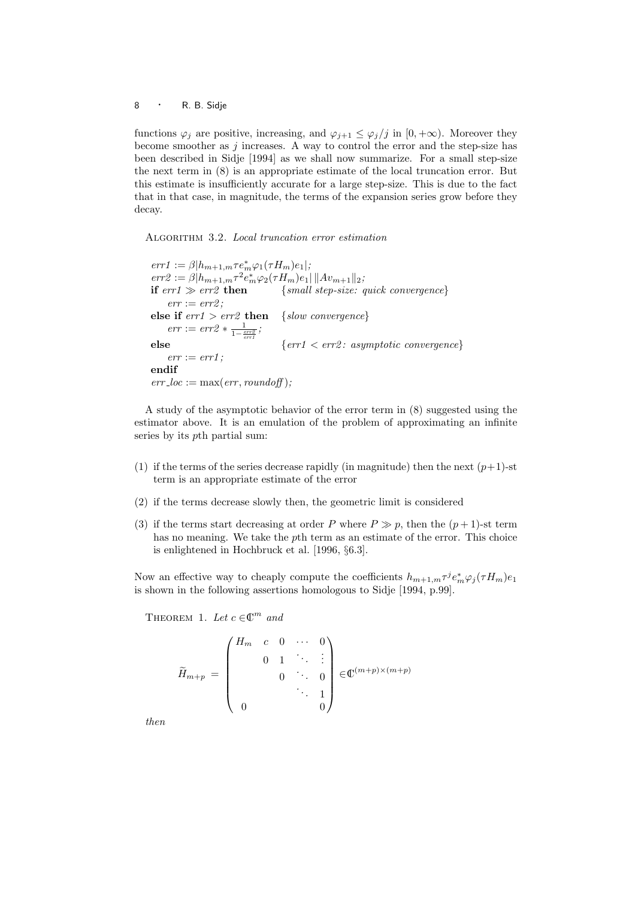functions $\varphi_j$ are positive, increasing, and $\varphi_{j+1} \leq \varphi_j/j$ in $[0, +\infty)$. Moreover they become smoother as $j$ increases. A way to control the error and the step-size has been described in Sidje [1994] as we shall now summarize. For a small step-size the next term in (8) is an appropriate estimate of the local truncation error. But this estimate is insufficiently accurate for a large step-size. This is due to the fact that in that case, in magnitude, the terms of the expansion series grow before they decay.

Algorithm 3.2. *Local truncation error estimation*

$err1 := \beta |h_{m+1,m} \tau e_m^* \varphi_1(\tau H_m) e_1|;$
$err2 := \beta |h_{m+1,m} \tau^2 e_m^* \varphi_2(\tau H_m) e_1| \, \|A v_{m+1}\|_2;$
**if** $err1 \gg err2$ **then** $\{$*small step-size: quick convergence*$\}$
  $err := err2;$
**else if** $err1 > err2$ **then** $\{$*slow convergence*$\}$
  $err := err2 * \frac{1}{1 - \frac{err2}{err1}};$
**else** $\{err1 < err2$*: asymptotic convergence*$\}$
  $err := err1;$
**endif**
$err\_loc := \max(err, roundoff);$

A study of the asymptotic behavior of the error term in (8) suggested using the estimator above. It is an emulation of the problem of approximating an infinite series by its $p$th partial sum:

(1) if the terms of the series decrease rapidly (in magnitude) then the next $(p+1)$-st term is an appropriate estimate of the error

(2) if the terms decrease slowly then, the geometric limit is considered

(3) if the terms start decreasing at order $P$ where $P \gg p$, then the $(p+1)$-st term has no meaning. We take the $p$th term as an estimate of the error. This choice is enlightened in Hochbruck et al. [1996, §6.3].

Now an effective way to cheaply compute the coefficients $h_{m+1,m} \tau^j e_m^* \varphi_j(\tau H_m) e_1$ is shown in the following assertions homologous to Sidje [1994, p.99].

Theorem 1. *Let $c \in \mathbb{C}^m$ and*

$$
\widetilde{H}_{m+p} = \begin{pmatrix} H_m & c & 0 & \cdots & 0 \\ & 0 & 1 & \ddots & \vdots \\ & & 0 & \ddots & 0 \\ & & & \ddots & 1 \\ 0 & & & & 0 \end{pmatrix} \in \mathbb{C}^{(m+p)\times(m+p)}
$$

*then*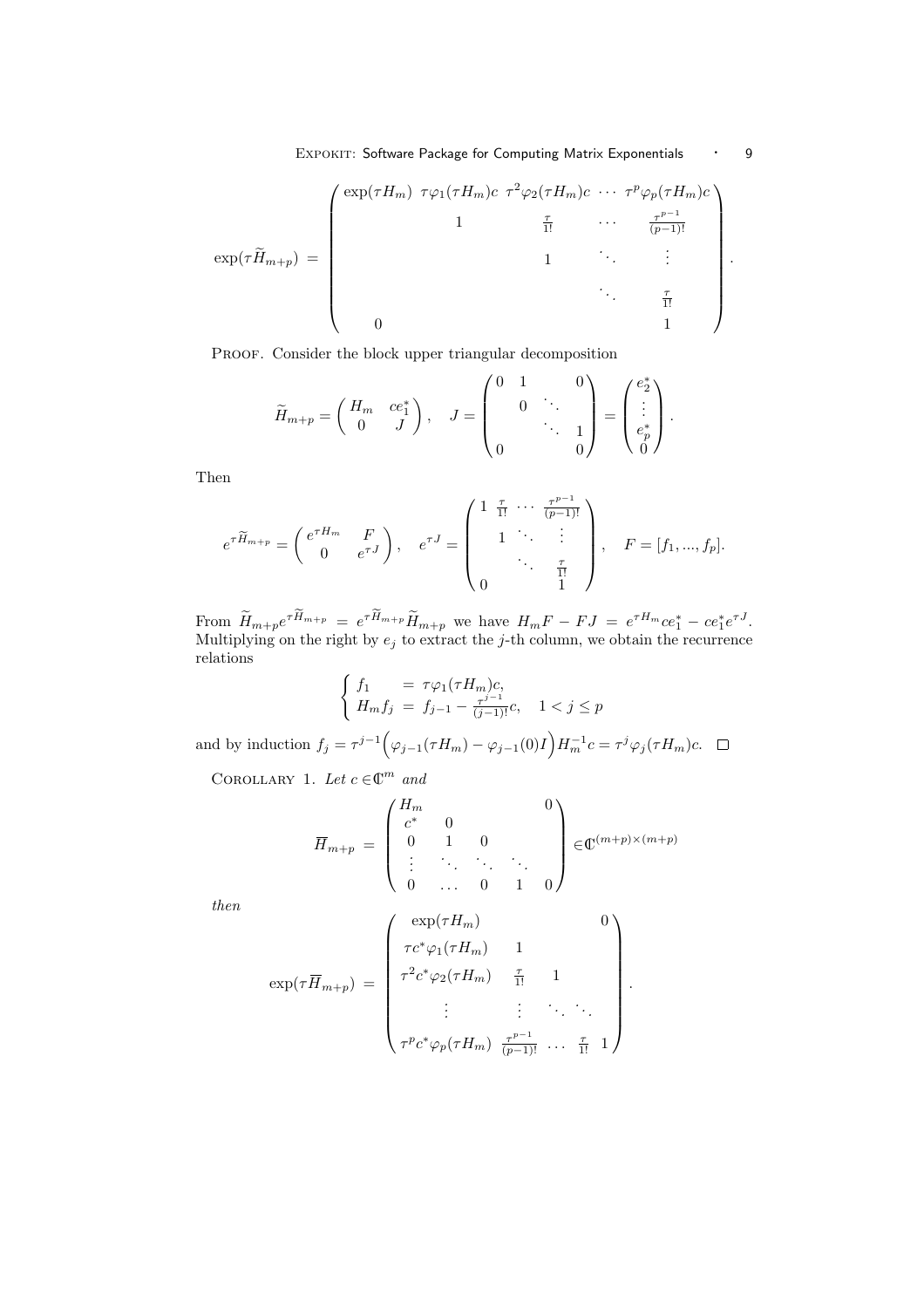$$
\exp(\tau \widetilde{H}_{m+p}) = \begin{pmatrix} \exp(\tau H_m) & \tau\varphi_1(\tau H_m)c & \tau^2\varphi_2(\tau H_m)c & \cdots & \tau^p\varphi_p(\tau H_m)c \\ & 1 & \frac{\tau}{1!} & \cdots & \frac{\tau^{p-1}}{(p-1)!} \\ & & 1 & \ddots & \vdots \\ & & & \ddots & \frac{\tau}{1!} \\ 0 & & & & 1 \end{pmatrix}.
$$

PROOF. Consider the block upper triangular decomposition

$$
\widetilde{H}_{m+p} = \begin{pmatrix} H_m & ce_1^* \\ 0 & J \end{pmatrix}, \quad J = \begin{pmatrix} 0 & 1 & & 0 \\ & 0 & \ddots & \\ & & \ddots & 1 \\ 0 & & & 0 \end{pmatrix} = \begin{pmatrix} e_2^* \\ \vdots \\ e_p^* \\ 0 \end{pmatrix}.
$$

Then

$$
e^{\tau \widetilde{H}_{m+p}} = \begin{pmatrix} e^{\tau H_m} & F \\ 0 & e^{\tau J} \end{pmatrix}, \quad e^{\tau J} = \begin{pmatrix} 1 & \frac{\tau}{1!} & \cdots & \frac{\tau^{p-1}}{(p-1)!} \\ & 1 & \ddots & \vdots \\ & & \ddots & \frac{\tau}{1!} \\ 0 & & & 1 \end{pmatrix}, \quad F = [f_1, ..., f_p].
$$

From $\widetilde{H}_{m+p} e^{\tau \widetilde{H}_{m+p}} = e^{\tau \widetilde{H}_{m+p}} \widetilde{H}_{m+p}$ we have $H_m F - FJ = e^{\tau H_m} c e_1^* - c e_1^* e^{\tau J}$. Multiplying on the right by $e_j$ to extract the $j$-th column, we obtain the recurrence relations

$$
\begin{cases} f_1 &= \tau\varphi_1(\tau H_m)c, \\ H_m f_j &= f_{j-1} - \frac{\tau^{j-1}}{(j-1)!}c, \quad 1 < j \le p \end{cases}
$$

and by induction $f_j = \tau^{j-1}\Big(\varphi_{j-1}(\tau H_m) - \varphi_{j-1}(0)I\Big)H_m^{-1}c = \tau^j \varphi_j(\tau H_m)c$. $\square$

COROLLARY 1. *Let* $c \in \mathbb{C}^m$ *and*

$$
\overline{H}_{m+p} = \begin{pmatrix} H_m & & & & 0 \\ c^* & 0 & & & \\ 0 & 1 & 0 & & \\ \vdots & \ddots & \ddots & \ddots & \\ 0 & \dots & 0 & 1 & 0 \end{pmatrix} \in \mathbb{C}^{(m+p)\times(m+p)}
$$

*then*

$$
\exp(\tau \overline{H}_{m+p}) = \begin{pmatrix} \exp(\tau H_m) & & & & 0 \\ \tau c^* \varphi_1(\tau H_m) & 1 & & & \\ \tau^2 c^* \varphi_2(\tau H_m) & \frac{\tau}{1!} & 1 & & \\ \vdots & \vdots & \ddots & \ddots & \\ \tau^p c^* \varphi_p(\tau H_m) & \frac{\tau^{p-1}}{(p-1)!} & \dots & \frac{\tau}{1!} & 1 \end{pmatrix}.
$$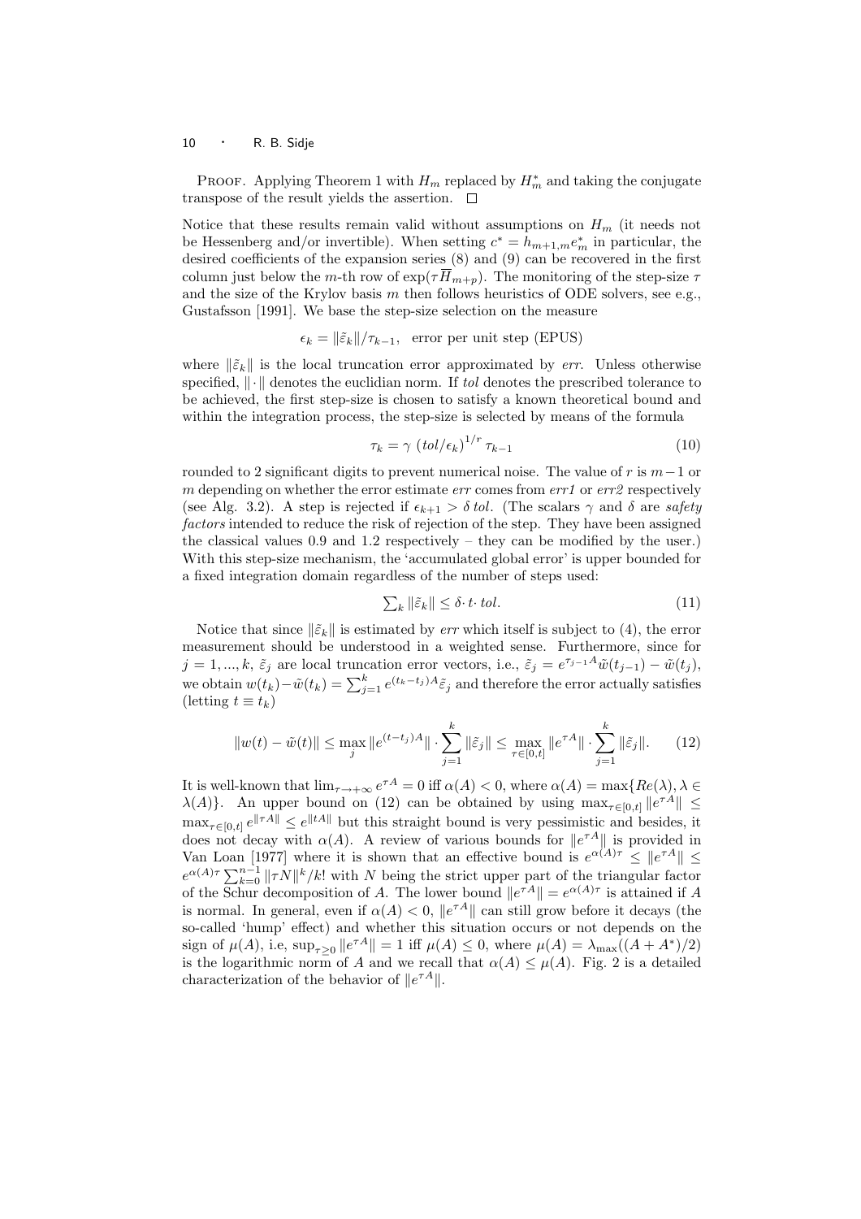PROOF. Applying Theorem 1 with $H_m$ replaced by $H_m^*$ and taking the conjugate transpose of the result yields the assertion. □

Notice that these results remain valid without assumptions on $H_m$ (it needs not be Hessenberg and/or invertible). When setting $c^* = h_{m+1,m}e_m^*$ in particular, the desired coefficients of the expansion series (8) and (9) can be recovered in the first column just below the $m$-th row of $\exp(\tau\overline{H}_{m+p})$. The monitoring of the step-size $\tau$ and the size of the Krylov basis $m$ then follows heuristics of ODE solvers, see e.g., Gustafsson [1991]. We base the step-size selection on the measure

$$\epsilon_k = \|\tilde{\varepsilon}_k\|/\tau_{k-1}, \quad \text{error per unit step (EPUS)}$$

where $\|\tilde{\varepsilon}_k\|$ is the local truncation error approximated by *err*. Unless otherwise specified, $\|\cdot\|$ denotes the euclidian norm. If *tol* denotes the prescribed tolerance to be achieved, the first step-size is chosen to satisfy a known theoretical bound and within the integration process, the step-size is selected by means of the formula

$$\tau_k = \gamma \, (tol/\epsilon_k)^{1/r} \, \tau_{k-1} \tag{10}$$

rounded to 2 significant digits to prevent numerical noise. The value of $r$ is $m-1$ or $m$ depending on whether the error estimate *err* comes from *err1* or *err2* respectively (see Alg. 3.2). A step is rejected if $\epsilon_{k+1} > \delta \, tol$. (The scalars $\gamma$ and $\delta$ are *safety factors* intended to reduce the risk of rejection of the step. They have been assigned the classical values 0.9 and 1.2 respectively – they can be modified by the user.) With this step-size mechanism, the 'accumulated global error' is upper bounded for a fixed integration domain regardless of the number of steps used:

$$\textstyle\sum_k \|\tilde{\varepsilon}_k\| \leq \delta \cdot t \cdot tol. \tag{11}$$

Notice that since $\|\tilde{\varepsilon}_k\|$ is estimated by *err* which itself is subject to (4), the error measurement should be understood in a weighted sense. Furthermore, since for $j = 1, ..., k$, $\tilde{\varepsilon}_j$ are local truncation error vectors, i.e., $\tilde{\varepsilon}_j = e^{\tau_{j-1}A}\tilde{w}(t_{j-1}) - \tilde{w}(t_j)$, we obtain $w(t_k) - \tilde{w}(t_k) = \sum_{j=1}^{k} e^{(t_k - t_j)A}\tilde{\varepsilon}_j$ and therefore the error actually satisfies (letting $t \equiv t_k$)

$$\|w(t) - \tilde{w}(t)\| \leq \max_j \|e^{(t-t_j)A}\| \cdot \sum_{j=1}^{k} \|\tilde{\varepsilon}_j\| \leq \max_{\tau\in[0,t]} \|e^{\tau A}\| \cdot \sum_{j=1}^{k} \|\tilde{\varepsilon}_j\|. \tag{12}$$

It is well-known that $\lim_{\tau\to+\infty} e^{\tau A} = 0$ iff $\alpha(A) < 0$, where $\alpha(A) = \max\{Re(\lambda), \lambda \in \lambda(A)\}$. An upper bound on (12) can be obtained by using $\max_{\tau\in[0,t]} \|e^{\tau A}\| \leq \max_{\tau\in[0,t]} e^{\|\tau A\|} \leq e^{\|tA\|}$ but this straight bound is very pessimistic and besides, it does not decay with $\alpha(A)$. A review of various bounds for $\|e^{\tau A}\|$ is provided in Van Loan [1977] where it is shown that an effective bound is $e^{\alpha(A)\tau} \leq \|e^{\tau A}\| \leq e^{\alpha(A)\tau}\sum_{k=0}^{n-1} \|\tau N\|^k/k!$ with $N$ being the strict upper part of the triangular factor of the Schur decomposition of $A$. The lower bound $\|e^{\tau A}\| = e^{\alpha(A)\tau}$ is attained if $A$ is normal. In general, even if $\alpha(A) < 0$, $\|e^{\tau A}\|$ can still grow before it decays (the so-called 'hump' effect) and whether this situation occurs or not depends on the sign of $\mu(A)$, i.e, $\sup_{\tau\geq 0} \|e^{\tau A}\| = 1$ iff $\mu(A) \leq 0$, where $\mu(A) = \lambda_{\max}((A + A^*)/2)$ is the logarithmic norm of $A$ and we recall that $\alpha(A) \leq \mu(A)$. Fig. 2 is a detailed characterization of the behavior of $\|e^{\tau A}\|$.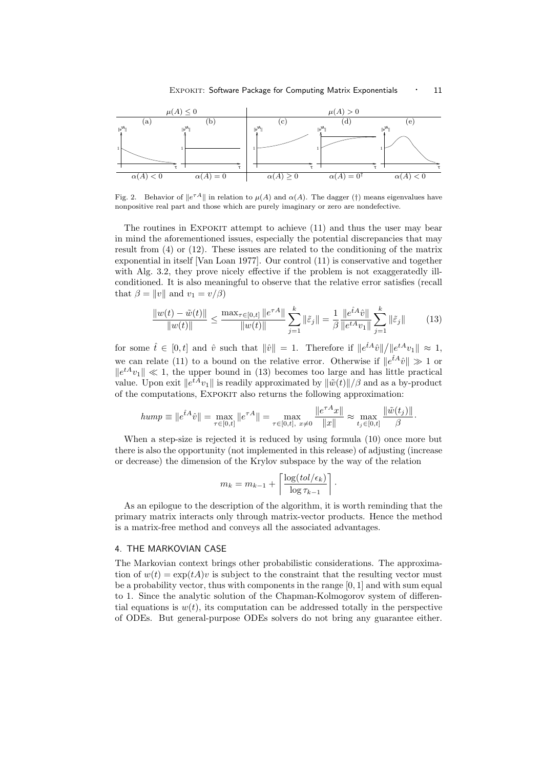Fig. 2. Behavior of $\|e^{\tau A}\|$ in relation to $\mu(A)$ and $\alpha(A)$. The dagger (†) means eigenvalues have nonpositive real part and those which are purely imaginary or zero are nondefective.

The routines in EXPOKIT attempt to achieve (11) and thus the user may bear in mind the aforementioned issues, especially the potential discrepancies that may result from (4) or (12). These issues are related to the conditioning of the matrix exponential in itself [Van Loan 1977]. Our control (11) is conservative and together with Alg. 3.2, they prove nicely effective if the problem is not exaggeratedly ill-conditioned. It is also meaningful to observe that the relative error satisfies (recall that $\beta = \|v\|$ and $v_1 = v/\beta$)

$$\frac{\|w(t) - \tilde{w}(t)\|}{\|w(t)\|} \leq \frac{\max_{\tau \in [0,t]} \|e^{\tau A}\|}{\|w(t)\|} \sum_{j=1}^{k} \|\tilde{\varepsilon}_j\| = \frac{1}{\beta} \frac{\|e^{\hat{t}A}\hat{v}\|}{\|e^{tA}v_1\|} \sum_{j=1}^{k} \|\tilde{\varepsilon}_j\| \qquad (13)$$

for some $\hat{t} \in [0,t]$ and $\hat{v}$ such that $\|\hat{v}\| = 1$. Therefore if $\|e^{\hat{t}A}\hat{v}\| / \|e^{tA}v_1\| \approx 1$, we can relate (11) to a bound on the relative error. Otherwise if $\|e^{\hat{t}A}\hat{v}\| \gg 1$ or $\|e^{tA}v_1\| \ll 1$, the upper bound in (13) becomes too large and has little practical value. Upon exit $\|e^{tA}v_1\|$ is readily approximated by $\|\tilde{w}(t)\|/\beta$ and as a by-product of the computations, EXPOKIT also returns the following approximation:

$$hump \equiv \|e^{\hat{t}A}\hat{v}\| = \max_{\tau \in [0,t]} \|e^{\tau A}\| = \max_{\tau \in [0,t],\ x \neq 0} \frac{\|e^{\tau A}x\|}{\|x\|} \approx \max_{t_j \in [0,t]} \frac{\|\tilde{w}(t_j)\|}{\beta}.$$

When a step-size is rejected it is reduced by using formula (10) once more but there is also the opportunity (not implemented in this release) of adjusting (increase or decrease) the dimension of the Krylov subspace by the way of the relation

$$m_k = m_{k-1} + \left\lceil \frac{\log(tol/\epsilon_k)}{\log \tau_{k-1}} \right\rceil.$$

As an epilogue to the description of the algorithm, it is worth reminding that the primary matrix interacts only through matrix-vector products. Hence the method is a matrix-free method and conveys all the associated advantages.

## 4. THE MARKOVIAN CASE

The Markovian context brings other probabilistic considerations. The approximation of $w(t) = \exp(tA)v$ is subject to the constraint that the resulting vector must be a probability vector, thus with components in the range $[0, 1]$ and with sum equal to 1. Since the analytic solution of the Chapman-Kolmogorov system of differential equations is $w(t)$, its computation can be addressed totally in the perspective of ODEs. But general-purpose ODEs solvers do not bring any guarantee either.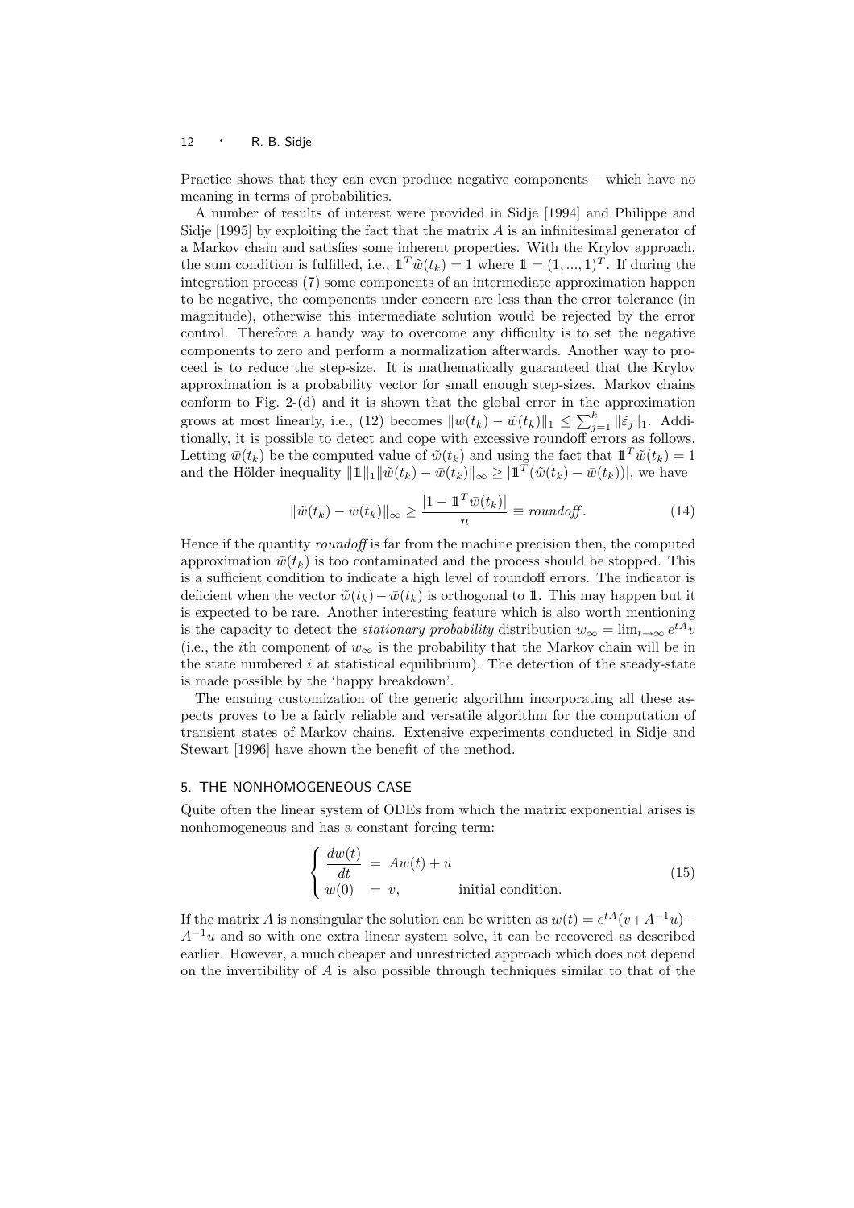Practice shows that they can even produce negative components – which have no meaning in terms of probabilities.

A number of results of interest were provided in Sidje [1994] and Philippe and Sidje [1995] by exploiting the fact that the matrix $A$ is an infinitesimal generator of a Markov chain and satisfies some inherent properties. With the Krylov approach, the sum condition is fulfilled, i.e., $\mathbb{1}^T \tilde{w}(t_k) = 1$ where $\mathbb{1} = (1, ..., 1)^T$. If during the integration process (7) some components of an intermediate approximation happen to be negative, the components under concern are less than the error tolerance (in magnitude), otherwise this intermediate solution would be rejected by the error control. Therefore a handy way to overcome any difficulty is to set the negative components to zero and perform a normalization afterwards. Another way to proceed is to reduce the step-size. It is mathematically guaranteed that the Krylov approximation is a probability vector for small enough step-sizes. Markov chains conform to Fig. 2-(d) and it is shown that the global error in the approximation grows at most linearly, i.e., (12) becomes $\|w(t_k) - \tilde{w}(t_k)\|_1 \leq \sum_{j=1}^{k} \|\tilde{\varepsilon}_j\|_1$. Additionally, it is possible to detect and cope with excessive roundoff errors as follows. Letting $\bar{w}(t_k)$ be the computed value of $\tilde{w}(t_k)$ and using the fact that $\mathbb{1}^T \tilde{w}(t_k) = 1$ and the Hölder inequality $\|\mathbb{1}\|_1 \|\tilde{w}(t_k) - \bar{w}(t_k)\|_\infty \geq |\mathbb{1}^T(\tilde{w}(t_k) - \bar{w}(t_k))|$, we have

$$\|\tilde{w}(t_k) - \bar{w}(t_k)\|_\infty \geq \frac{|1 - \mathbb{1}^T \bar{w}(t_k)|}{n} \equiv \textit{roundoff}. \tag{14}$$

Hence if the quantity *roundoff* is far from the machine precision then, the computed approximation $\bar{w}(t_k)$ is too contaminated and the process should be stopped. This is a sufficient condition to indicate a high level of roundoff errors. The indicator is deficient when the vector $\tilde{w}(t_k) - \bar{w}(t_k)$ is orthogonal to $\mathbb{1}$. This may happen but it is expected to be rare. Another interesting feature which is also worth mentioning is the capacity to detect the *stationary probability* distribution $w_\infty = \lim_{t\to\infty} e^{tA}v$ (i.e., the $i$th component of $w_\infty$ is the probability that the Markov chain will be in the state numbered $i$ at statistical equilibrium). The detection of the steady-state is made possible by the 'happy breakdown'.

The ensuing customization of the generic algorithm incorporating all these aspects proves to be a fairly reliable and versatile algorithm for the computation of transient states of Markov chains. Extensive experiments conducted in Sidje and Stewart [1996] have shown the benefit of the method.

## 5. THE NONHOMOGENEOUS CASE

Quite often the linear system of ODEs from which the matrix exponential arises is nonhomogeneous and has a constant forcing term:

$$\begin{cases} \dfrac{dw(t)}{dt} &= Aw(t) + u \\ w(0) &= v, \qquad\qquad \text{initial condition.} \end{cases} \tag{15}$$

If the matrix $A$ is nonsingular the solution can be written as $w(t) = e^{tA}(v + A^{-1}u) - A^{-1}u$ and so with one extra linear system solve, it can be recovered as described earlier. However, a much cheaper and unrestricted approach which does not depend on the invertibility of $A$ is also possible through techniques similar to that of the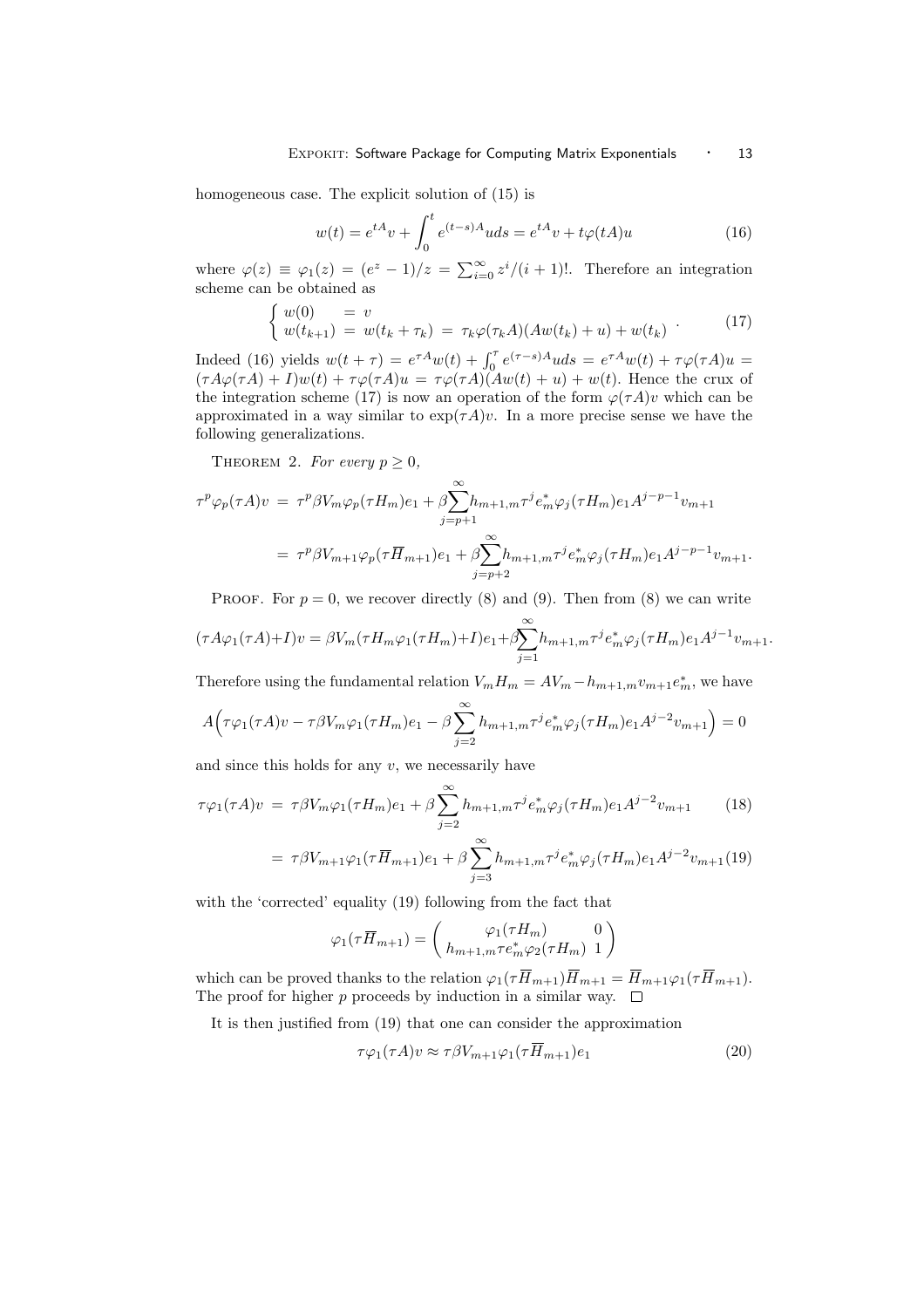homogeneous case. The explicit solution of (15) is

$$w(t) = e^{tA}v + \int_0^t e^{(t-s)A}u ds = e^{tA}v + t\varphi(tA)u \tag{16}$$

where $\varphi(z) \equiv \varphi_1(z) = (e^z - 1)/z = \sum_{i=0}^{\infty} z^i/(i+1)!$. Therefore an integration scheme can be obtained as

$$\begin{cases} w(0) &= v \\ w(t_{k+1}) &= w(t_k + \tau_k) \;=\; \tau_k \varphi(\tau_k A)(Aw(t_k) + u) + w(t_k) \end{cases}. \tag{17}$$

Indeed (16) yields $w(t+\tau) = e^{\tau A}w(t) + \int_0^\tau e^{(\tau - s)A}u ds = e^{\tau A}w(t) + \tau\varphi(\tau A)u = (\tau A\varphi(\tau A) + I)w(t) + \tau\varphi(\tau A)u = \tau\varphi(\tau A)(Aw(t) + u) + w(t)$. Hence the crux of the integration scheme (17) is now an operation of the form $\varphi(\tau A)v$ which can be approximated in a way similar to $\exp(\tau A)v$. In a more precise sense we have the following generalizations.

THEOREM 2. *For every $p \geq 0$,*

$$\begin{aligned}
\tau^p \varphi_p(\tau A)v &= \tau^p \beta V_m \varphi_p(\tau H_m)e_1 + \beta \sum_{j=p+1}^{\infty} h_{m+1,m}\tau^j e_m^* \varphi_j(\tau H_m)e_1 A^{j-p-1} v_{m+1} \\
&= \tau^p \beta V_{m+1}\varphi_p(\tau \overline{H}_{m+1})e_1 + \beta \sum_{j=p+2}^{\infty} h_{m+1,m}\tau^j e_m^* \varphi_j(\tau H_m)e_1 A^{j-p-1} v_{m+1}.
\end{aligned}$$

PROOF. For $p = 0$, we recover directly (8) and (9). Then from (8) we can write

$$(\tau A\varphi_1(\tau A) + I)v = \beta V_m(\tau H_m \varphi_1(\tau H_m) + I)e_1 + \beta \sum_{j=1}^{\infty} h_{m+1,m}\tau^j e_m^* \varphi_j(\tau H_m)e_1 A^{j-1}v_{m+1}.$$

Therefore using the fundamental relation $V_m H_m = AV_m - h_{m+1,m}v_{m+1}e_m^*$, we have

$$A\Big(\tau\varphi_1(\tau A)v - \tau\beta V_m \varphi_1(\tau H_m)e_1 - \beta\sum_{j=2}^{\infty} h_{m+1,m}\tau^j e_m^* \varphi_j(\tau H_m)e_1 A^{j-2}v_{m+1}\Big) = 0$$

and since this holds for any $v$, we necessarily have

$$\tau\varphi_1(\tau A)v \;=\; \tau\beta V_m \varphi_1(\tau H_m)e_1 + \beta\sum_{j=2}^{\infty} h_{m+1,m}\tau^j e_m^* \varphi_j(\tau H_m)e_1 A^{j-2}v_{m+1} \tag{18}$$

$$\;=\; \tau\beta V_{m+1}\varphi_1(\tau\overline{H}_{m+1})e_1 + \beta\sum_{j=3}^{\infty} h_{m+1,m}\tau^j e_m^* \varphi_j(\tau H_m)e_1 A^{j-2}v_{m+1} \tag{19}$$

with the 'corrected' equality (19) following from the fact that

$$\varphi_1(\tau\overline{H}_{m+1}) = \begin{pmatrix} \varphi_1(\tau H_m) & 0 \\ h_{m+1,m}\tau e_m^* \varphi_2(\tau H_m) & 1 \end{pmatrix}$$

which can be proved thanks to the relation $\varphi_1(\tau\overline{H}_{m+1})\overline{H}_{m+1} = \overline{H}_{m+1}\varphi_1(\tau\overline{H}_{m+1})$. The proof for higher $p$ proceeds by induction in a similar way. $\square$

It is then justified from (19) that one can consider the approximation

$$\tau\varphi_1(\tau A)v \approx \tau\beta V_{m+1}\varphi_1(\tau\overline{H}_{m+1})e_1 \tag{20}$$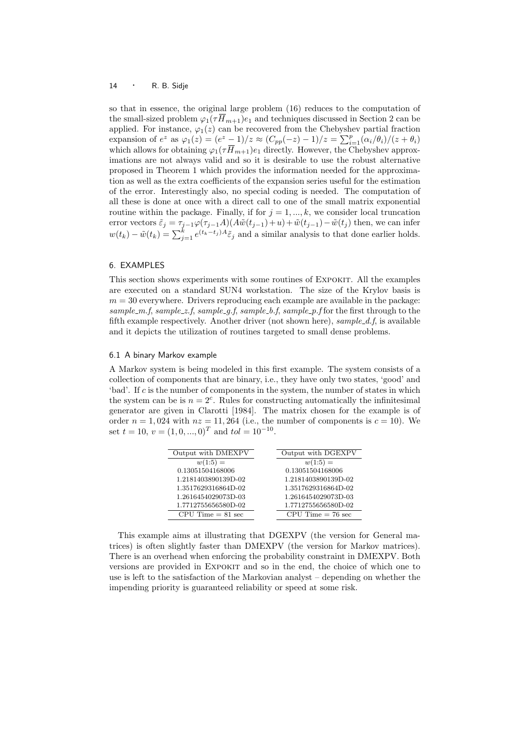so that in essence, the original large problem (16) reduces to the computation of the small-sized problem $\varphi_1(\tau \overline{H}_{m+1})e_1$ and techniques discussed in Section 2 can be applied. For instance, $\varphi_1(z)$ can be recovered from the Chebyshev partial fraction expansion of $e^z$ as $\varphi_1(z) = (e^z - 1)/z \approx (C_{pp}(-z) - 1)/z = \sum_{i=1}^{p} (\alpha_i/\theta_i)/(z + \theta_i)$ which allows for obtaining $\varphi_1(\tau \overline{H}_{m+1})e_1$ directly. However, the Chebyshev approximations are not always valid and so it is desirable to use the robust alternative proposed in Theorem 1 which provides the information needed for the approximation as well as the extra coefficients of the expansion series useful for the estimation of the error. Interestingly also, no special coding is needed. The computation of all these is done at once with a direct call to one of the small matrix exponential routine within the package. Finally, if for $j = 1, ..., k$, we consider local truncation error vectors $\tilde{\varepsilon}_j = \tau_{j-1}\varphi(\tau_{j-1}A)(A\tilde{w}(t_{j-1}) + u) + \tilde{w}(t_{j-1}) - \tilde{w}(t_j)$ then, we can infer $w(t_k) - \tilde{w}(t_k) = \sum_{j=1}^{k} e^{(t_k - t_j)A}\tilde{\varepsilon}_j$ and a similar analysis to that done earlier holds.

## 6. EXAMPLES

This section shows experiments with some routines of EXPOKIT. All the examples are executed on a standard SUN4 workstation. The size of the Krylov basis is $m = 30$ everywhere. Drivers reproducing each example are available in the package: *sample_m.f*, *sample_z.f*, *sample_g.f*, *sample_b.f*, *sample_p.f* for the first through to the fifth example respectively. Another driver (not shown here), *sample_d.f*, is available and it depicts the utilization of routines targeted to small dense problems.

### 6.1 A binary Markov example

A Markov system is being modeled in this first example. The system consists of a collection of components that are binary, i.e., they have only two states, 'good' and 'bad'. If $c$ is the number of components in the system, the number of states in which the system can be is $n = 2^c$. Rules for constructing automatically the infinitesimal generator are given in Clarotti [1984]. The matrix chosen for the example is of order $n = 1,024$ with $nz = 11,264$ (i.e., the number of components is $c = 10$). We set $t = 10$, $v = (1, 0, ..., 0)^T$ and $tol = 10^{-10}$.

| Output with DMEXPV | Output with DGEXPV |
|---|---|
| $w(1{:}5) =$ | $w(1{:}5) =$ |
| 0.13051504168006 | 0.13051504168006 |
| 1.2181403890139D-02 | 1.2181403890139D-02 |
| 1.3517629316864D-02 | 1.3517629316864D-02 |
| 1.2616454029073D-03 | 1.2616454029073D-03 |
| 1.7712755656580D-02 | 1.7712755656580D-02 |
| CPU Time = 81 sec | CPU Time = 76 sec |

This example aims at illustrating that DGEXPV (the version for General matrices) is often slightly faster than DMEXPV (the version for Markov matrices). There is an overhead when enforcing the probability constraint in DMEXPV. Both versions are provided in EXPOKIT and so in the end, the choice of which one to use is left to the satisfaction of the Markovian analyst – depending on whether the impending priority is guaranteed reliability or speed at some risk.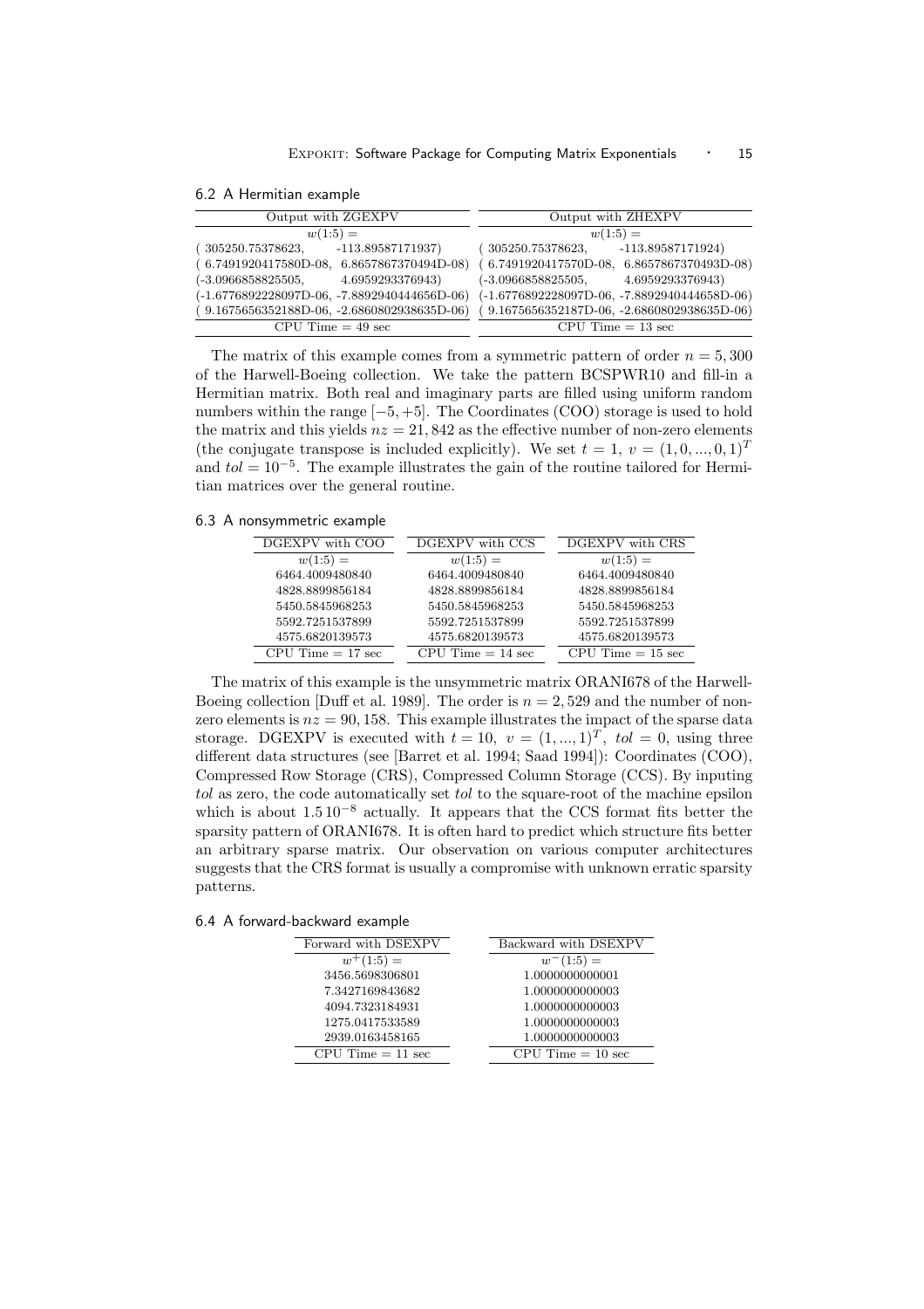### 6.2 A Hermitian example

| Output with ZGEXPV | Output with ZHEXPV |
|---|---|
| $w(1:5) =$ | $w(1:5) =$ |
| ( 305250.75378623, -113.89587171937) | ( 305250.75378623, -113.89587171924) |
| ( 6.7491920417580D-08, 6.8657867370494D-08) | ( 6.7491920417570D-08, 6.8657867370493D-08) |
| (-3.0966858825505, 4.6959293376943) | (-3.0966858825505, 4.6959293376943) |
| (-1.6776892228097D-06, -7.8892940444656D-06) | (-1.6776892228097D-06, -7.8892940444658D-06) |
| ( 9.1675656352188D-06, -2.6860802938635D-06) | ( 9.1675656352187D-06, -2.6860802938635D-06) |
| CPU Time = 49 sec | CPU Time = 13 sec |

The matrix of this example comes from a symmetric pattern of order $n = 5,300$ of the Harwell-Boeing collection. We take the pattern BCSPWR10 and fill-in a Hermitian matrix. Both real and imaginary parts are filled using uniform random numbers within the range $[-5, +5]$. The Coordinates (COO) storage is used to hold the matrix and this yields $nz = 21,842$ as the effective number of non-zero elements (the conjugate transpose is included explicitly). We set $t = 1$, $v = (1, 0, ..., 0, 1)^T$ and $tol = 10^{-5}$. The example illustrates the gain of the routine tailored for Hermitian matrices over the general routine.

### 6.3 A nonsymmetric example

| DGEXPV with COO | DGEXPV with CCS | DGEXPV with CRS |
|---|---|---|
| $w(1:5) =$ | $w(1:5) =$ | $w(1:5) =$ |
| 6464.4009480840 | 6464.4009480840 | 6464.4009480840 |
| 4828.8899856184 | 4828.8899856184 | 4828.8899856184 |
| 5450.5845968253 | 5450.5845968253 | 5450.5845968253 |
| 5592.7251537899 | 5592.7251537899 | 5592.7251537899 |
| 4575.6820139573 | 4575.6820139573 | 4575.6820139573 |
| CPU Time = 17 sec | CPU Time = 14 sec | CPU Time = 15 sec |

The matrix of this example is the unsymmetric matrix ORANI678 of the Harwell-Boeing collection [Duff et al. 1989]. The order is $n = 2,529$ and the number of non-zero elements is $nz = 90,158$. This example illustrates the impact of the sparse data storage. DGEXPV is executed with $t = 10$, $v = (1, ..., 1)^T$, $tol = 0$, using three different data structures (see [Barret et al. 1994; Saad 1994]): Coordinates (COO), Compressed Row Storage (CRS), Compressed Column Storage (CCS). By inputing *tol* as zero, the code automatically set *tol* to the square-root of the machine epsilon which is about $1.5\,10^{-8}$ actually. It appears that the CCS format fits better the sparsity pattern of ORANI678. It is often hard to predict which structure fits better an arbitrary sparse matrix. Our observation on various computer architectures suggests that the CRS format is usually a compromise with unknown erratic sparsity patterns.

### 6.4 A forward-backward example

| Forward with DSEXPV | Backward with DSEXPV |
|---|---|
| $w^{+}(1:5) =$ | $w^{-}(1:5) =$ |
| 3456.5698306801 | 1.0000000000001 |
| 7.3427169843682 | 1.0000000000003 |
| 4094.7323184931 | 1.0000000000003 |
| 1275.0417533589 | 1.0000000000003 |
| 2939.0163458165 | 1.0000000000003 |
| CPU Time = 11 sec | CPU Time = 10 sec |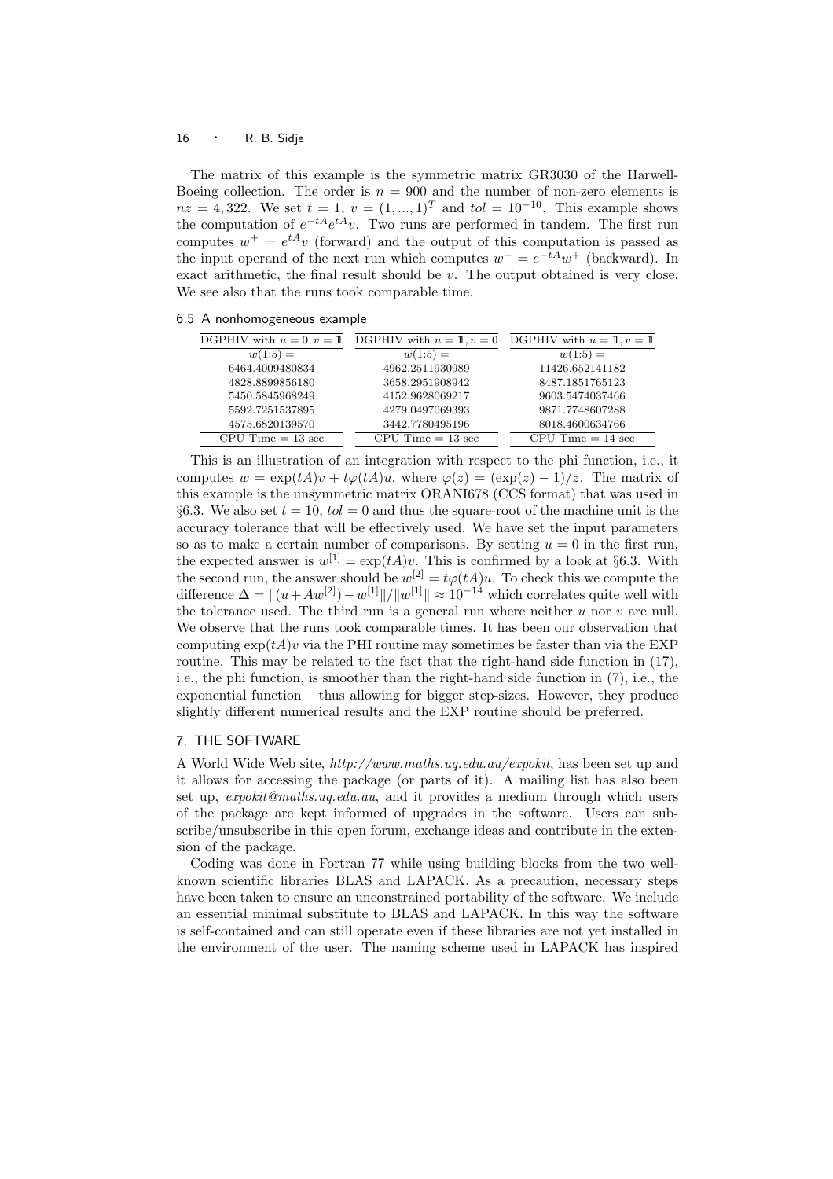The matrix of this example is the symmetric matrix GR3030 of the Harwell-Boeing collection. The order is $n = 900$ and the number of non-zero elements is $nz = 4,322$. We set $t = 1$, $v = (1, ..., 1)^T$ and $tol = 10^{-10}$. This example shows the computation of $e^{-tA}e^{tA}v$. Two runs are performed in tandem. The first run computes $w^+ = e^{tA}v$ (forward) and the output of this computation is passed as the input operand of the next run which computes $w^- = e^{-tA}w^+$ (backward). In exact arithmetic, the final result should be $v$. The output obtained is very close. We see also that the runs took comparable time.

### 6.5 A nonhomogeneous example

| DGPHIV with $u = 0, v = \mathbb{1}$ | DGPHIV with $u = \mathbb{1}, v = 0$ | DGPHIV with $u = \mathbb{1}, v = \mathbb{1}$ |
|---|---|---|
| $w(1{:}5) =$ | $w(1{:}5) =$ | $w(1{:}5) =$ |
| 6464.4009480834 | 4962.2511930989 | 11426.652141182 |
| 4828.8899856180 | 3658.2951908942 | 8487.1851765123 |
| 5450.5845968249 | 4152.9628069217 | 9603.5474037466 |
| 5592.7251537895 | 4279.0497069393 | 9871.7748607288 |
| 4575.6820139570 | 3442.7780495196 | 8018.4600634766 |
| CPU Time = 13 sec | CPU Time = 13 sec | CPU Time = 14 sec |

This is an illustration of an integration with respect to the phi function, i.e., it computes $w = \exp(tA)v + t\varphi(tA)u$, where $\varphi(z) = (\exp(z) - 1)/z$. The matrix of this example is the unsymmetric matrix ORANI678 (CCS format) that was used in §6.3. We also set $t = 10$, $tol = 0$ and thus the square-root of the machine unit is the accuracy tolerance that will be effectively used. We have set the input parameters so as to make a certain number of comparisons. By setting $u = 0$ in the first run, the expected answer is $w^{[1]} = \exp(tA)v$. This is confirmed by a look at §6.3. With the second run, the answer should be $w^{[2]} = t\varphi(tA)u$. To check this we compute the difference $\Delta = \|(u + Aw^{[2]}) - w^{[1]}\|/\|w^{[1]}\| \approx 10^{-14}$ which correlates quite well with the tolerance used. The third run is a general run where neither $u$ nor $v$ are null. We observe that the runs took comparable times. It has been our observation that computing $\exp(tA)v$ via the PHI routine may sometimes be faster than via the EXP routine. This may be related to the fact that the right-hand side function in (17), i.e., the phi function, is smoother than the right-hand side function in (7), i.e., the exponential function – thus allowing for bigger step-sizes. However, they produce slightly different numerical results and the EXP routine should be preferred.

## 7. THE SOFTWARE

A World Wide Web site, *http://www.maths.uq.edu.au/expokit*, has been set up and it allows for accessing the package (or parts of it). A mailing list has also been set up, *expokit@maths.uq.edu.au*, and it provides a medium through which users of the package are kept informed of upgrades in the software. Users can subscribe/unsubscribe in this open forum, exchange ideas and contribute in the extension of the package.

Coding was done in Fortran 77 while using building blocks from the two well-known scientific libraries BLAS and LAPACK. As a precaution, necessary steps have been taken to ensure an unconstrained portability of the software. We include an essential minimal substitute to BLAS and LAPACK. In this way the software is self-contained and can still operate even if these libraries are not yet installed in the environment of the user. The naming scheme used in LAPACK has inspired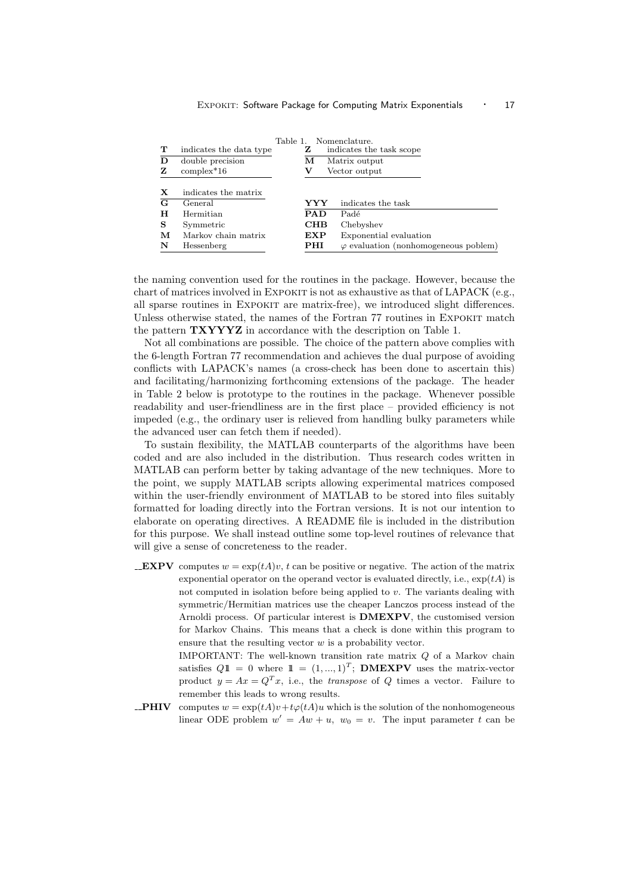Table 1. Nomenclature.

| **T** | indicates the data type | **Z** | indicates the task scope |
|---|---|---|---|
| **D** | double precision | **M** | Matrix output |
| **Z** | complex*16 | **V** | Vector output |

| **X** | indicates the matrix | **YYY** | indicates the task |
|---|---|---|---|
| **G** | General | **PAD** | Padé |
| **H** | Hermitian | **CHB** | Chebyshev |
| **S** | Symmetric | **EXP** | Exponential evaluation |
| **M** | Markov chain matrix | **PHI** | $\varphi$ evaluation (nonhomogeneous poblem) |
| **N** | Hessenberg | | |

the naming convention used for the routines in the package. However, because the chart of matrices involved in EXPOKIT is not as exhaustive as that of LAPACK (e.g., all sparse routines in EXPOKIT are matrix-free), we introduced slight differences. Unless otherwise stated, the names of the Fortran 77 routines in EXPOKIT match the pattern **TXYYYZ** in accordance with the description on Table 1.

Not all combinations are possible. The choice of the pattern above complies with the 6-length Fortran 77 recommendation and achieves the dual purpose of avoiding conflicts with LAPACK's names (a cross-check has been done to ascertain this) and facilitating/harmonizing forthcoming extensions of the package. The header in Table 2 below is prototype to the routines in the package. Whenever possible readability and user-friendliness are in the first place – provided efficiency is not impeded (e.g., the ordinary user is relieved from handling bulky parameters while the advanced user can fetch them if needed).

To sustain flexibility, the MATLAB counterparts of the algorithms have been coded and are also included in the distribution. Thus research codes written in MATLAB can perform better by taking advantage of the new techniques. More to the point, we supply MATLAB scripts allowing experimental matrices composed within the user-friendly environment of MATLAB to be stored into files suitably formatted for loading directly into the Fortran versions. It is not our intention to elaborate on operating directives. A README file is included in the distribution for this purpose. We shall instead outline some top-level routines of relevance that will give a sense of concreteness to the reader.

**__EXPV** computes $w = \exp(tA)v$, $t$ can be positive or negative. The action of the matrix exponential operator on the operand vector is evaluated directly, i.e., $\exp(tA)$ is not computed in isolation before being applied to $v$. The variants dealing with symmetric/Hermitian matrices use the cheaper Lanczos process instead of the Arnoldi process. Of particular interest is **DMEXPV**, the customised version for Markov Chains. This means that a check is done within this program to ensure that the resulting vector $w$ is a probability vector.

IMPORTANT: The well-known transition rate matrix $Q$ of a Markov chain satisfies $Q\mathbb{1} = 0$ where $\mathbb{1} = (1, ..., 1)^T$; **DMEXPV** uses the matrix-vector product $y = Ax = Q^T x$, i.e., the *transpose* of $Q$ times a vector. Failure to remember this leads to wrong results.

**__PHIV** computes $w = \exp(tA)v + t\varphi(tA)u$ which is the solution of the nonhomogeneous linear ODE problem $w' = Aw + u$, $w_0 = v$. The input parameter $t$ can be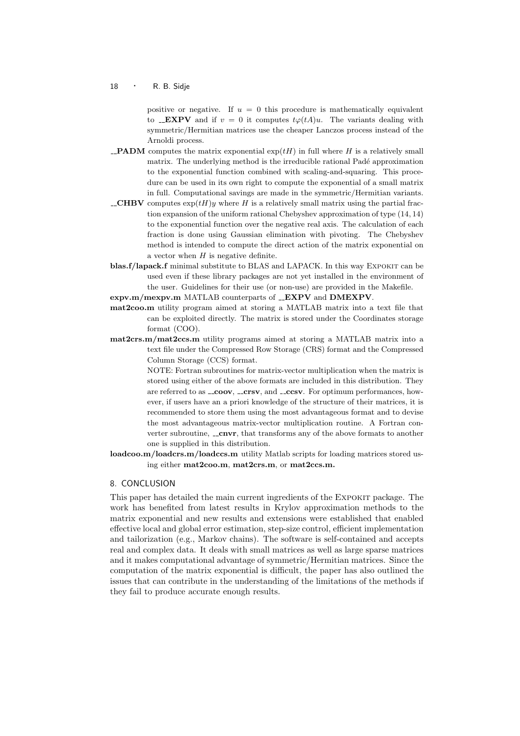positive or negative. If $u = 0$ this procedure is mathematically equivalent to **__EXPV** and if $v = 0$ it computes $t\varphi(tA)u$. The variants dealing with symmetric/Hermitian matrices use the cheaper Lanczos process instead of the Arnoldi process.

**__PADM** computes the matrix exponential $\exp(tH)$ in full where $H$ is a relatively small matrix. The underlying method is the irreducible rational Padé approximation to the exponential function combined with scaling-and-squaring. This procedure can be used in its own right to compute the exponential of a small matrix in full. Computational savings are made in the symmetric/Hermitian variants.

**__CHBV** computes $\exp(tH)y$ where $H$ is a relatively small matrix using the partial fraction expansion of the uniform rational Chebyshev approximation of type $(14, 14)$ to the exponential function over the negative real axis. The calculation of each fraction is done using Gaussian elimination with pivoting. The Chebyshev method is intended to compute the direct action of the matrix exponential on a vector when $H$ is negative definite.

**blas.f/lapack.f** minimal substitute to BLAS and LAPACK. In this way EXPOKIT can be used even if these library packages are not yet installed in the environment of the user. Guidelines for their use (or non-use) are provided in the Makefile.

**expv.m/mexpv.m** MATLAB counterparts of **__EXPV** and **DMEXPV**.

**mat2coo.m** utility program aimed at storing a MATLAB matrix into a text file that can be exploited directly. The matrix is stored under the Coordinates storage format (COO).

**mat2crs.m/mat2ccs.m** utility programs aimed at storing a MATLAB matrix into a text file under the Compressed Row Storage (CRS) format and the Compressed Column Storage (CCS) format.

NOTE: Fortran subroutines for matrix-vector multiplication when the matrix is stored using either of the above formats are included in this distribution. They are referred to as **__coov**, **__crsv**, and **__ccsv**. For optimum performances, however, if users have an a priori knowledge of the structure of their matrices, it is recommended to store them using the most advantageous format and to devise the most advantageous matrix-vector multiplication routine. A Fortran converter subroutine, **__cnvr**, that transforms any of the above formats to another one is supplied in this distribution.

**loadcoo.m/loadcrs.m/loadccs.m** utility Matlab scripts for loading matrices stored using either **mat2coo.m**, **mat2crs.m**, or **mat2ccs.m.**

## 8. CONCLUSION

This paper has detailed the main current ingredients of the EXPOKIT package. The work has benefited from latest results in Krylov approximation methods to the matrix exponential and new results and extensions were established that enabled effective local and global error estimation, step-size control, efficient implementation and tailorization (e.g., Markov chains). The software is self-contained and accepts real and complex data. It deals with small matrices as well as large sparse matrices and it makes computational advantage of symmetric/Hermitian matrices. Since the computation of the matrix exponential is difficult, the paper has also outlined the issues that can contribute in the understanding of the limitations of the methods if they fail to produce accurate enough results.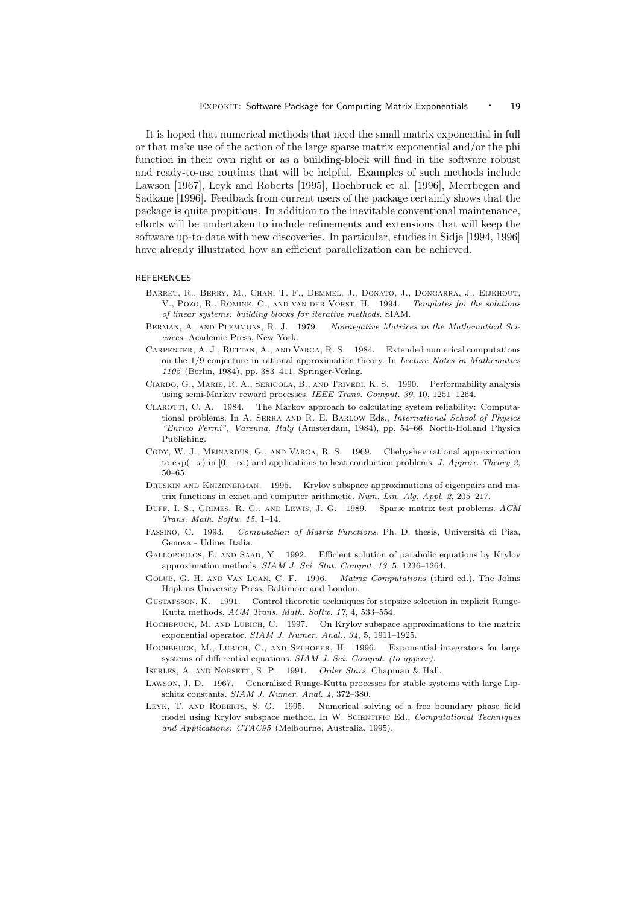It is hoped that numerical methods that need the small matrix exponential in full or that make use of the action of the large sparse matrix exponential and/or the phi function in their own right or as a building-block will find in the software robust and ready-to-use routines that will be helpful. Examples of such methods include Lawson [1967], Leyk and Roberts [1995], Hochbruck et al. [1996], Meerbegen and Sadkane [1996]. Feedback from current users of the package certainly shows that the package is quite propitious. In addition to the inevitable conventional maintenance, efforts will be undertaken to include refinements and extensions that will keep the software up-to-date with new discoveries. In particular, studies in Sidje [1994, 1996] have already illustrated how an efficient parallelization can be achieved.

## REFERENCES

Barret, R., Berry, M., Chan, T. F., Demmel, J., Donato, J., Dongarra, J., Eijkhout, V., Pozo, R., Romine, C., and van der Vorst, H. 1994. *Templates for the solutions of linear systems: building blocks for iterative methods*. SIAM.

Berman, A. and Plemmons, R. J. 1979. *Nonnegative Matrices in the Mathematical Sciences*. Academic Press, New York.

Carpenter, A. J., Ruttan, A., and Varga, R. S. 1984. Extended numerical computations on the 1/9 conjecture in rational approximation theory. In *Lecture Notes in Mathematics 1105* (Berlin, 1984), pp. 383–411. Springer-Verlag.

Ciardo, G., Marie, R. A., Sericola, B., and Trivedi, K. S. 1990. Performability analysis using semi-Markov reward processes. *IEEE Trans. Comput. 39*, 10, 1251–1264.

Clarotti, C. A. 1984. The Markov approach to calculating system reliability: Computational problems. In A. Serra and R. E. Barlow Eds., *International School of Physics "Enrico Fermi", Varenna, Italy* (Amsterdam, 1984), pp. 54–66. North-Holland Physics Publishing.

Cody, W. J., Meinardus, G., and Varga, R. S. 1969. Chebyshev rational approximation to $\exp(-x)$ in $[0, +\infty)$ and applications to heat conduction problems. *J. Approx. Theory 2*, 50–65.

Druskin and Knizhnerman. 1995. Krylov subspace approximations of eigenpairs and matrix functions in exact and computer arithmetic. *Num. Lin. Alg. Appl. 2*, 205–217.

Duff, I. S., Grimes, R. G., and Lewis, J. G. 1989. Sparse matrix test problems. *ACM Trans. Math. Softw. 15*, 1–14.

Fassino, C. 1993. *Computation of Matrix Functions*. Ph. D. thesis, Università di Pisa, Genova - Udine, Italia.

Gallopoulos, E. and Saad, Y. 1992. Efficient solution of parabolic equations by Krylov approximation methods. *SIAM J. Sci. Stat. Comput. 13*, 5, 1236–1264.

Golub, G. H. and Van Loan, C. F. 1996. *Matrix Computations* (third ed.). The Johns Hopkins University Press, Baltimore and London.

Gustafsson, K. 1991. Control theoretic techniques for stepsize selection in explicit Runge-Kutta methods. *ACM Trans. Math. Softw. 17*, 4, 533–554.

Hochbruck, M. and Lubich, C. 1997. On Krylov subspace approximations to the matrix exponential operator. *SIAM J. Numer. Anal., 34*, 5, 1911–1925.

Hochbruck, M., Lubich, C., and Selhofer, H. 1996. Exponential integrators for large systems of differential equations. *SIAM J. Sci. Comput. (to appear)*.

Iserles, A. and Nørsett, S. P. 1991. *Order Stars*. Chapman & Hall.

Lawson, J. D. 1967. Generalized Runge-Kutta processes for stable systems with large Lipschitz constants. *SIAM J. Numer. Anal. 4*, 372–380.

Leyk, T. and Roberts, S. G. 1995. Numerical solving of a free boundary phase field model using Krylov subspace method. In W. Scientific Ed., *Computational Techniques and Applications: CTAC95* (Melbourne, Australia, 1995).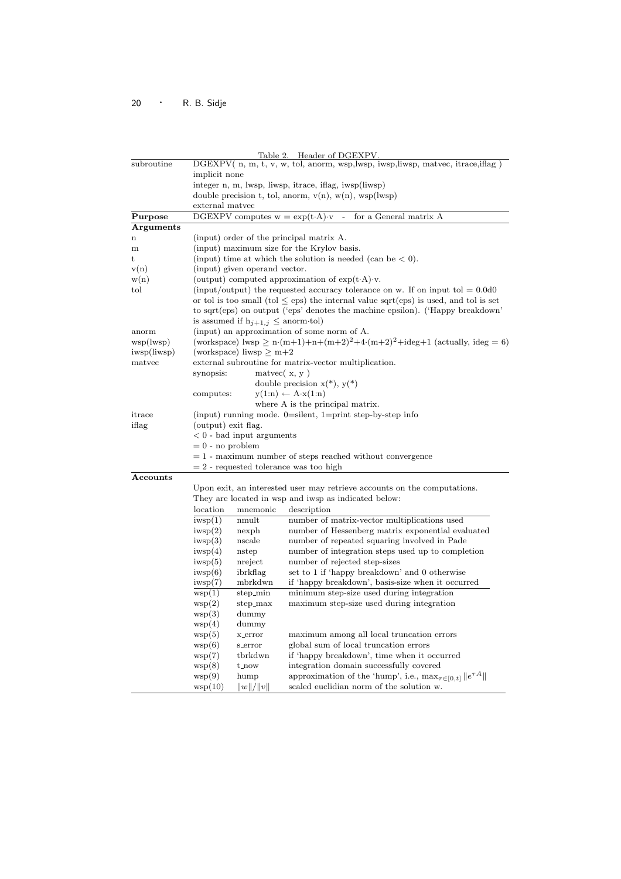Table 2. Header of DGEXPV.

| | |
|---|---|
| subroutine | DGEXPV( n, m, t, v, w, tol, anorm, wsp,lwsp, iwsp,liwsp, matvec, itrace,iflag ) |
| | implicit none |
| | integer n, m, lwsp, liwsp, itrace, iflag, iwsp(liwsp) |
| | double precision t, tol, anorm, v(n), w(n), wsp(lwsp) |
| | external matvec |
| **Purpose** | DGEXPV computes w = exp(t·A)·v - for a General matrix A |
| **Arguments** | |
| n | (input) order of the principal matrix A. |
| m | (input) maximum size for the Krylov basis. |
| t | (input) time at which the solution is needed (can be < 0). |
| v(n) | (input) given operand vector. |
| w(n) | (output) computed approximation of exp(t·A)·v. |
| tol | (input/output) the requested accuracy tolerance on w. If on input tol = 0.0d0 or tol is too small (tol ≤ eps) the internal value sqrt(eps) is used, and tol is set to sqrt(eps) on output ('eps' denotes the machine epsilon). ('Happy breakdown' is assumed if $h_{j+1,j}$ ≤ anorm·tol) |
| anorm | (input) an approximation of some norm of A. |
| wsp(lwsp) | (workspace) lwsp ≥ n·(m+1)+n+$(m+2)^2$+4·$(m+2)^2$+ideg+1 (actually, ideg = 6) |
| iwsp(liwsp) | (workspace) liwsp ≥ m+2 |
| matvec | external subroutine for matrix-vector multiplication. |
| | synopsis: matvec( x, y ) |
| | double precision x(*), y(*) |
| | computes: y(1:n) ← A·x(1:n) |
| | where A is the principal matrix. |
| itrace | (input) running mode. 0=silent, 1=print step-by-step info |
| iflag | (output) exit flag. |
| | < 0 - bad input arguments |
| | = 0 - no problem |
| | = 1 - maximum number of steps reached without convergence |
| | = 2 - requested tolerance was too high |
| **Accounts** | |

Upon exit, an interested user may retrieve accounts on the computations. They are located in wsp and iwsp as indicated below:

| location | mnemonic | description |
|---|---|---|
| iwsp(1) | nmult | number of matrix-vector multiplications used |
| iwsp(2) | nexph | number of Hessenberg matrix exponential evaluated |
| iwsp(3) | nscale | number of repeated squaring involved in Pade |
| iwsp(4) | nstep | number of integration steps used up to completion |
| iwsp(5) | nreject | number of rejected step-sizes |
| iwsp(6) | ibrkflag | set to 1 if 'happy breakdown' and 0 otherwise |
| iwsp(7) | mbrkdwn | if 'happy breakdown', basis-size when it occurred |
| wsp(1) | step_min | minimum step-size used during integration |
| wsp(2) | step_max | maximum step-size used during integration |
| wsp(3) | dummy | |
| wsp(4) | dummy | |
| wsp(5) | x_error | maximum among all local truncation errors |
| wsp(6) | s_error | global sum of local truncation errors |
| wsp(7) | tbrkdwn | if 'happy breakdown', time when it occurred |
| wsp(8) | t_now | integration domain successfully covered |
| wsp(9) | hump | approximation of the 'hump', i.e., $\max_{\tau \in [0,t]} \|e^{\tau A}\|$ |
| wsp(10) | $\|w\|/\|v\|$ | scaled euclidian norm of the solution w. |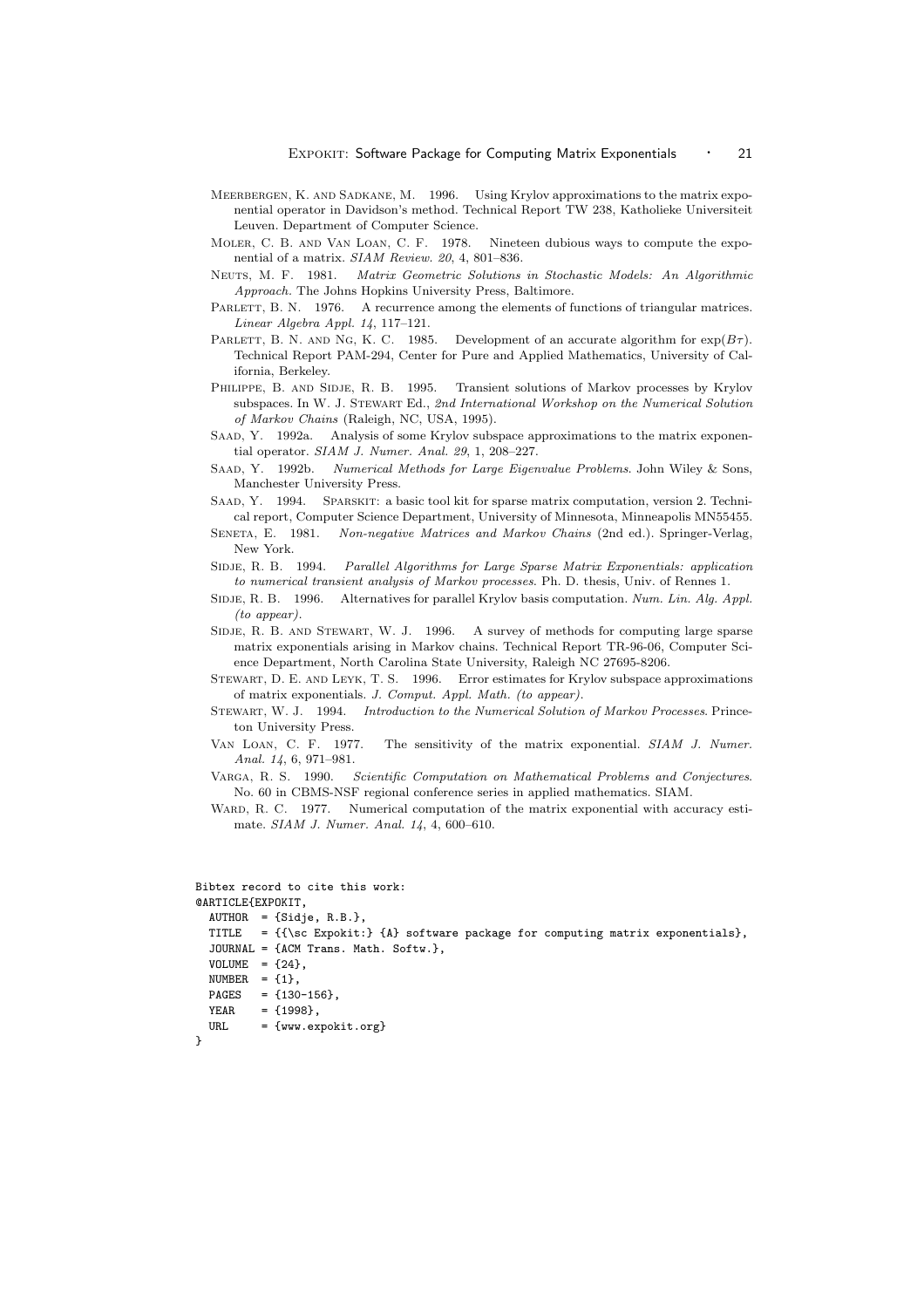Meerbergen, K. and Sadkane, M. 1996. Using Krylov approximations to the matrix exponential operator in Davidson's method. Technical Report TW 238, Katholieke Universiteit Leuven. Department of Computer Science.

Moler, C. B. and Van Loan, C. F. 1978. Nineteen dubious ways to compute the exponential of a matrix. *SIAM Review. 20*, 4, 801–836.

Neuts, M. F. 1981. *Matrix Geometric Solutions in Stochastic Models: An Algorithmic Approach.* The Johns Hopkins University Press, Baltimore.

Parlett, B. N. 1976. A recurrence among the elements of functions of triangular matrices. *Linear Algebra Appl. 14*, 117–121.

Parlett, B. N. and Ng, K. C. 1985. Development of an accurate algorithm for $\exp(B\tau)$. Technical Report PAM-294, Center for Pure and Applied Mathematics, University of California, Berkeley.

Philippe, B. and Sidje, R. B. 1995. Transient solutions of Markov processes by Krylov subspaces. In W. J. Stewart Ed., *2nd International Workshop on the Numerical Solution of Markov Chains* (Raleigh, NC, USA, 1995).

Saad, Y. 1992a. Analysis of some Krylov subspace approximations to the matrix exponential operator. *SIAM J. Numer. Anal. 29*, 1, 208–227.

Saad, Y. 1992b. *Numerical Methods for Large Eigenvalue Problems.* John Wiley & Sons, Manchester University Press.

Saad, Y. 1994. Sparskit: a basic tool kit for sparse matrix computation, version 2. Technical report, Computer Science Department, University of Minnesota, Minneapolis MN55455.

Seneta, E. 1981. *Non-negative Matrices and Markov Chains* (2nd ed.). Springer-Verlag, New York.

Sidje, R. B. 1994. *Parallel Algorithms for Large Sparse Matrix Exponentials: application to numerical transient analysis of Markov processes.* Ph. D. thesis, Univ. of Rennes 1.

Sidje, R. B. 1996. Alternatives for parallel Krylov basis computation. *Num. Lin. Alg. Appl. (to appear)*.

Sidje, R. B. and Stewart, W. J. 1996. A survey of methods for computing large sparse matrix exponentials arising in Markov chains. Technical Report TR-96-06, Computer Science Department, North Carolina State University, Raleigh NC 27695-8206.

Stewart, D. E. and Leyk, T. S. 1996. Error estimates for Krylov subspace approximations of matrix exponentials. *J. Comput. Appl. Math. (to appear)*.

Stewart, W. J. 1994. *Introduction to the Numerical Solution of Markov Processes.* Princeton University Press.

Van Loan, C. F. 1977. The sensitivity of the matrix exponential. *SIAM J. Numer. Anal. 14*, 6, 971–981.

Varga, R. S. 1990. *Scientific Computation on Mathematical Problems and Conjectures.* No. 60 in CBMS-NSF regional conference series in applied mathematics. SIAM.

Ward, R. C. 1977. Numerical computation of the matrix exponential with accuracy estimate. *SIAM J. Numer. Anal. 14*, 4, 600–610.

```
Bibtex record to cite this work:
@ARTICLE{EXPOKIT,
  AUTHOR  = {Sidje, R.B.},
  TITLE   = {{\sc Expokit:} {A} software package for computing matrix exponentials},
  JOURNAL = {ACM Trans. Math. Softw.},
  VOLUME  = {24},
  NUMBER  = {1},
  PAGES   = {130-156},
  YEAR    = {1998},
  URL     = {www.expokit.org}
}
```